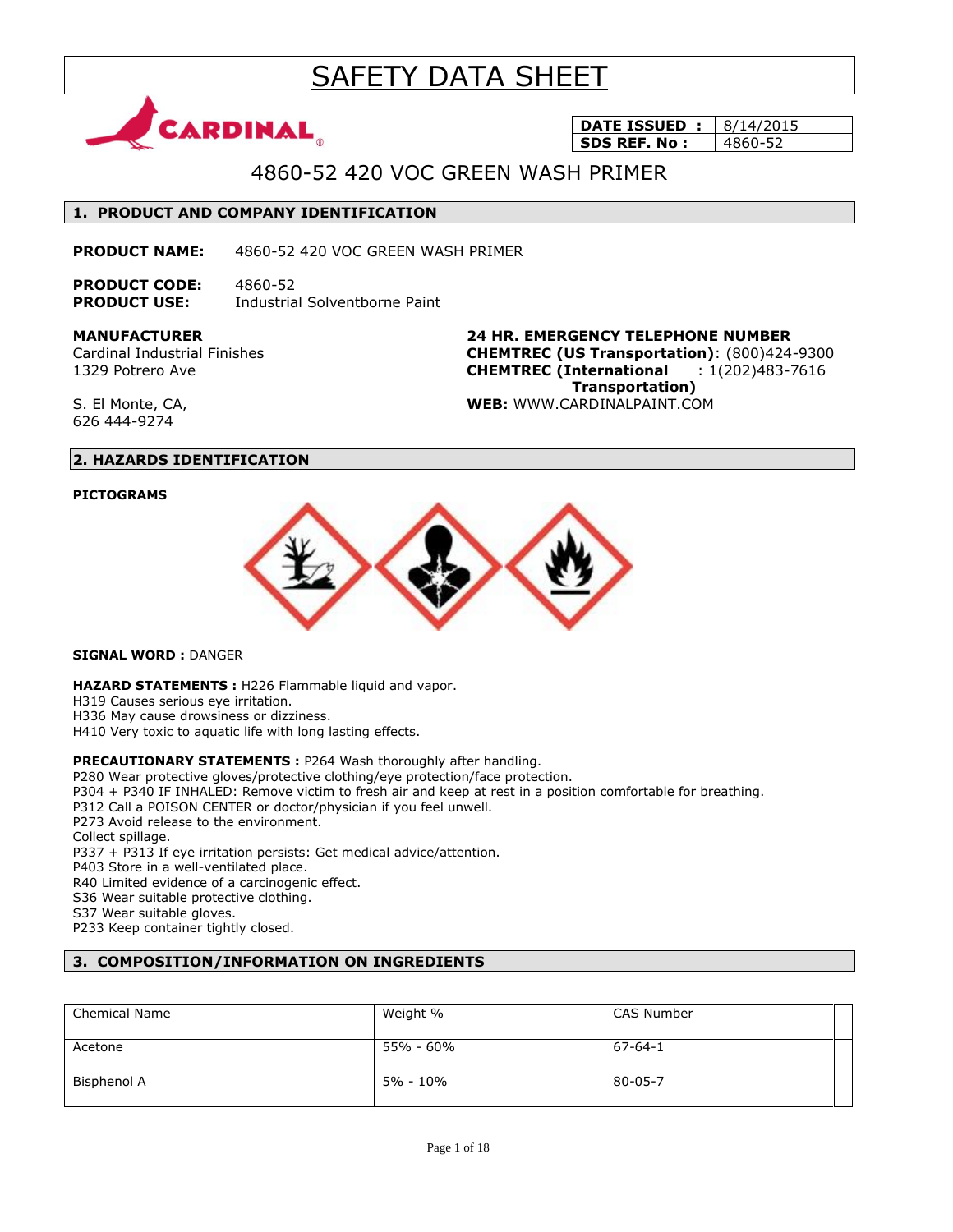# SAFETY DATA SHEET

CARDINAL

| DATE ISSUED : | 8/14/2015 |
|---|---|
| SDS REF. No : | 4860-52 |

## 4860-52 420 VOC GREEN WASH PRIMER

## 1. PRODUCT AND COMPANY IDENTIFICATION

**PRODUCT NAME:** 4860-52 420 VOC GREEN WASH PRIMER

**PRODUCT CODE:** 4860-52
**PRODUCT USE:** Industrial Solventborne Paint

**MANUFACTURER**
Cardinal Industrial Finishes
1329 Potrero Ave

S. El Monte, CA,
626 444-9274

**24 HR. EMERGENCY TELEPHONE NUMBER**
**CHEMTREC (US Transportation)**: (800)424-9300
**CHEMTREC (International Transportation)** : 1(202)483-7616
**WEB:** WWW.CARDINALPAINT.COM

## 2. HAZARDS IDENTIFICATION

**PICTOGRAMS**

**SIGNAL WORD :** DANGER

**HAZARD STATEMENTS :** H226 Flammable liquid and vapor.
H319 Causes serious eye irritation.
H336 May cause drowsiness or dizziness.
H410 Very toxic to aquatic life with long lasting effects.

**PRECAUTIONARY STATEMENTS :** P264 Wash thoroughly after handling.
P280 Wear protective gloves/protective clothing/eye protection/face protection.
P304 + P340 IF INHALED: Remove victim to fresh air and keep at rest in a position comfortable for breathing.
P312 Call a POISON CENTER or doctor/physician if you feel unwell.
P273 Avoid release to the environment.
Collect spillage.
P337 + P313 If eye irritation persists: Get medical advice/attention.
P403 Store in a well-ventilated place.
R40 Limited evidence of a carcinogenic effect.
S36 Wear suitable protective clothing.
S37 Wear suitable gloves.
P233 Keep container tightly closed.

## 3. COMPOSITION/INFORMATION ON INGREDIENTS

| Chemical Name | Weight % | CAS Number | |
|---|---|---|---|
| Acetone | 55% - 60% | 67-64-1 | |
| Bisphenol A | 5% - 10% | 80-05-7 | |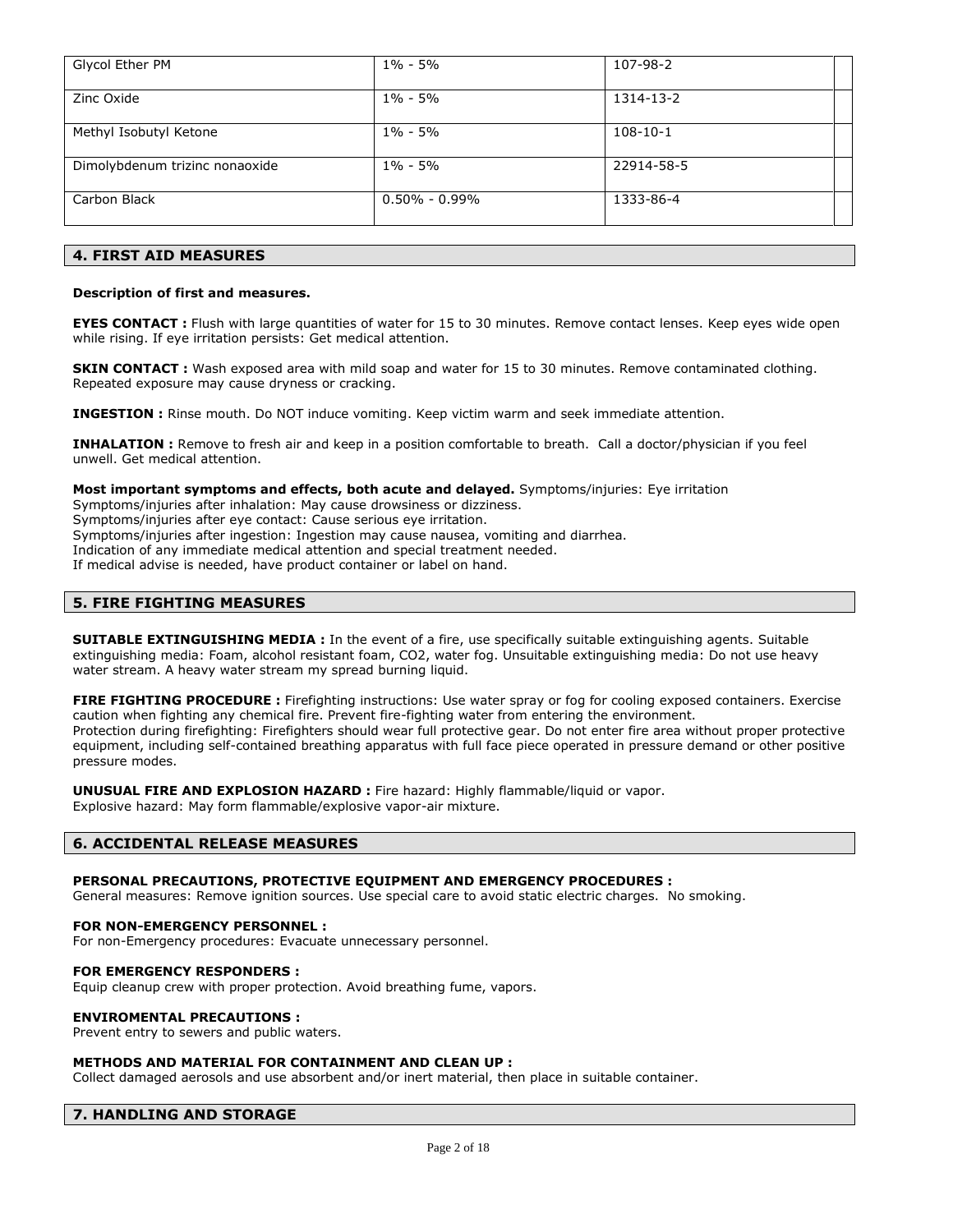| Glycol Ether PM | 1% - 5% | 107-98-2 | |
|---|---|---|---|
| Zinc Oxide | 1% - 5% | 1314-13-2 | |
| Methyl Isobutyl Ketone | 1% - 5% | 108-10-1 | |
| Dimolybdenum trizinc nonaoxide | 1% - 5% | 22914-58-5 | |
| Carbon Black | 0.50% - 0.99% | 1333-86-4 | |

## 4. FIRST AID MEASURES

**Description of first and measures.**

**EYES CONTACT :** Flush with large quantities of water for 15 to 30 minutes. Remove contact lenses. Keep eyes wide open while rising. If eye irritation persists: Get medical attention.

**SKIN CONTACT :** Wash exposed area with mild soap and water for 15 to 30 minutes. Remove contaminated clothing. Repeated exposure may cause dryness or cracking.

**INGESTION :** Rinse mouth. Do NOT induce vomiting. Keep victim warm and seek immediate attention.

**INHALATION :** Remove to fresh air and keep in a position comfortable to breath. Call a doctor/physician if you feel unwell. Get medical attention.

**Most important symptoms and effects, both acute and delayed.** Symptoms/injuries: Eye irritation
Symptoms/injuries after inhalation: May cause drowsiness or dizziness.
Symptoms/injuries after eye contact: Cause serious eye irritation.
Symptoms/injuries after ingestion: Ingestion may cause nausea, vomiting and diarrhea.
Indication of any immediate medical attention and special treatment needed.
If medical advise is needed, have product container or label on hand.

## 5. FIRE FIGHTING MEASURES

**SUITABLE EXTINGUISHING MEDIA :** In the event of a fire, use specifically suitable extinguishing agents. Suitable extinguishing media: Foam, alcohol resistant foam, CO2, water fog. Unsuitable extinguishing media: Do not use heavy water stream. A heavy water stream my spread burning liquid.

**FIRE FIGHTING PROCEDURE :** Firefighting instructions: Use water spray or fog for cooling exposed containers. Exercise caution when fighting any chemical fire. Prevent fire-fighting water from entering the environment.
Protection during firefighting: Firefighters should wear full protective gear. Do not enter fire area without proper protective equipment, including self-contained breathing apparatus with full face piece operated in pressure demand or other positive pressure modes.

**UNUSUAL FIRE AND EXPLOSION HAZARD :** Fire hazard: Highly flammable/liquid or vapor.
Explosive hazard: May form flammable/explosive vapor-air mixture.

## 6. ACCIDENTAL RELEASE MEASURES

**PERSONAL PRECAUTIONS, PROTECTIVE EQUIPMENT AND EMERGENCY PROCEDURES :**
General measures: Remove ignition sources. Use special care to avoid static electric charges. No smoking.

**FOR NON-EMERGENCY PERSONNEL :**
For non-Emergency procedures: Evacuate unnecessary personnel.

**FOR EMERGENCY RESPONDERS :**
Equip cleanup crew with proper protection. Avoid breathing fume, vapors.

**ENVIROMENTAL PRECAUTIONS :**
Prevent entry to sewers and public waters.

**METHODS AND MATERIAL FOR CONTAINMENT AND CLEAN UP :**
Collect damaged aerosols and use absorbent and/or inert material, then place in suitable container.

## 7. HANDLING AND STORAGE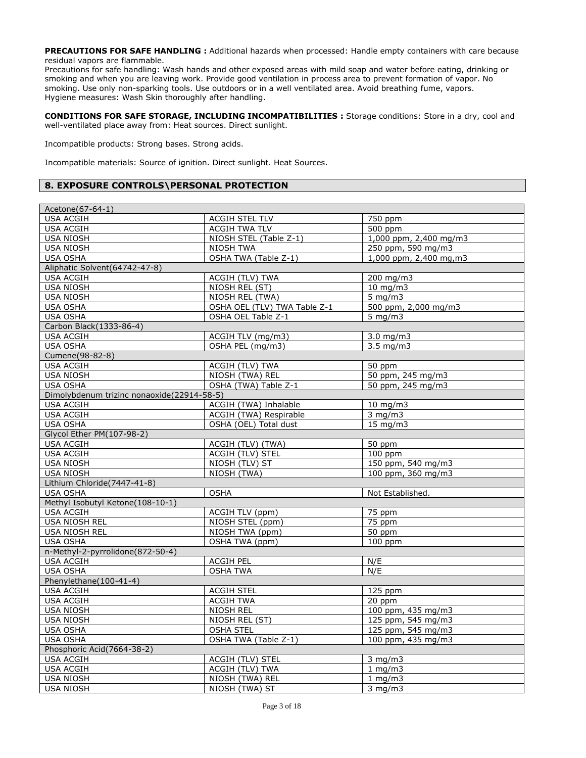**PRECAUTIONS FOR SAFE HANDLING :** Additional hazards when processed: Handle empty containers with care because residual vapors are flammable.
Precautions for safe handling: Wash hands and other exposed areas with mild soap and water before eating, drinking or smoking and when you are leaving work. Provide good ventilation in process area to prevent formation of vapor. No smoking. Use only non-sparking tools. Use outdoors or in a well ventilated area. Avoid breathing fume, vapors.
Hygiene measures: Wash Skin thoroughly after handling.

**CONDITIONS FOR SAFE STORAGE, INCLUDING INCOMPATIBILITIES :** Storage conditions: Store in a dry, cool and well-ventilated place away from: Heat sources. Direct sunlight.

Incompatible products: Strong bases. Strong acids.

Incompatible materials: Source of ignition. Direct sunlight. Heat Sources.

## 8. EXPOSURE CONTROLS\PERSONAL PROTECTION

| Acetone(67-64-1) | | |
|---|---|---|
| USA ACGIH | ACGIH STEL TLV | 750 ppm |
| USA ACGIH | ACGIH TWA TLV | 500 ppm |
| USA NIOSH | NIOSH STEL (Table Z-1) | 1,000 ppm, 2,400 mg/m3 |
| USA NIOSH | NIOSH TWA | 250 ppm, 590 mg/m3 |
| USA OSHA | OSHA TWA (Table Z-1) | 1,000 ppm, 2,400 mg,m3 |
| Aliphatic Solvent(64742-47-8) | | |
| USA ACGIH | ACGIH (TLV) TWA | 200 mg/m3 |
| USA NIOSH | NIOSH REL (ST) | 10 mg/m3 |
| USA NIOSH | NIOSH REL (TWA) | 5 mg/m3 |
| USA OSHA | OSHA OEL (TLV) TWA Table Z-1 | 500 ppm, 2,000 mg/m3 |
| USA OSHA | OSHA OEL Table Z-1 | 5 mg/m3 |
| Carbon Black(1333-86-4) | | |
| USA ACGIH | ACGIH TLV (mg/m3) | 3.0 mg/m3 |
| USA OSHA | OSHA PEL (mg/m3) | 3.5 mg/m3 |
| Cumene(98-82-8) | | |
| USA ACGIH | ACGIH (TLV) TWA | 50 ppm |
| USA NIOSH | NIOSH (TWA) REL | 50 ppm, 245 mg/m3 |
| USA OSHA | OSHA (TWA) Table Z-1 | 50 ppm, 245 mg/m3 |
| Dimolybdenum trizinc nonaoxide(22914-58-5) | | |
| USA ACGIH | ACGIH (TWA) Inhalable | 10 mg/m3 |
| USA ACGIH | ACGIH (TWA) Respirable | 3 mg/m3 |
| USA OSHA | OSHA (OEL) Total dust | 15 mg/m3 |
| Glycol Ether PM(107-98-2) | | |
| USA ACGIH | ACGIH (TLV) (TWA) | 50 ppm |
| USA ACGIH | ACGIH (TLV) STEL | 100 ppm |
| USA NIOSH | NIOSH (TLV) ST | 150 ppm, 540 mg/m3 |
| USA NIOSH | NIOSH (TWA) | 100 ppm, 360 mg/m3 |
| Lithium Chloride(7447-41-8) | | |
| USA OSHA | OSHA | Not Established. |
| Methyl Isobutyl Ketone(108-10-1) | | |
| USA ACGIH | ACGIH TLV (ppm) | 75 ppm |
| USA NIOSH REL | NIOSH STEL (ppm) | 75 ppm |
| USA NIOSH REL | NIOSH TWA (ppm) | 50 ppm |
| USA OSHA | OSHA TWA (ppm) | 100 ppm |
| n-Methyl-2-pyrrolidone(872-50-4) | | |
| USA ACGIH | ACGIH PEL | N/E |
| USA OSHA | OSHA TWA | N/E |
| Phenylethane(100-41-4) | | |
| USA ACGIH | ACGIH STEL | 125 ppm |
| USA ACGIH | ACGIH TWA | 20 ppm |
| USA NIOSH | NIOSH REL | 100 ppm, 435 mg/m3 |
| USA NIOSH | NIOSH REL (ST) | 125 ppm, 545 mg/m3 |
| USA OSHA | OSHA STEL | 125 ppm, 545 mg/m3 |
| USA OSHA | OSHA TWA (Table Z-1) | 100 ppm, 435 mg/m3 |
| Phosphoric Acid(7664-38-2) | | |
| USA ACGIH | ACGIH (TLV) STEL | 3 mg/m3 |
| USA ACGIH | ACGIH (TLV) TWA | 1 mg/m3 |
| USA NIOSH | NIOSH (TWA) REL | 1 mg/m3 |
| USA NIOSH | NIOSH (TWA) ST | 3 mg/m3 |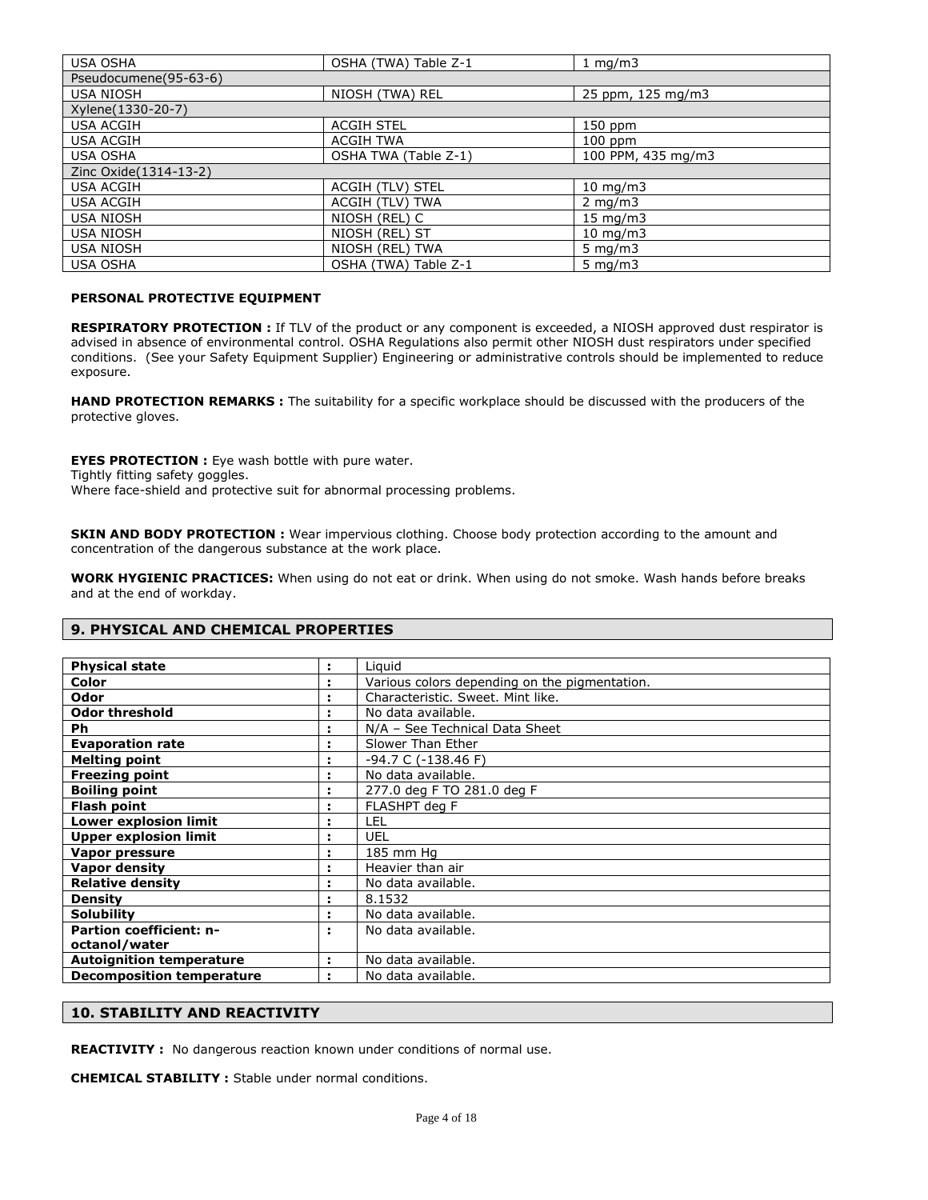| USA OSHA | OSHA (TWA) Table Z-1 | 1 mg/m3 |
| --- | --- | --- |
| Pseudocumene(95-63-6) | | |
| USA NIOSH | NIOSH (TWA) REL | 25 ppm, 125 mg/m3 |
| Xylene(1330-20-7) | | |
| USA ACGIH | ACGIH STEL | 150 ppm |
| USA ACGIH | ACGIH TWA | 100 ppm |
| USA OSHA | OSHA TWA (Table Z-1) | 100 PPM, 435 mg/m3 |
| Zinc Oxide(1314-13-2) | | |
| USA ACGIH | ACGIH (TLV) STEL | 10 mg/m3 |
| USA ACGIH | ACGIH (TLV) TWA | 2 mg/m3 |
| USA NIOSH | NIOSH (REL) C | 15 mg/m3 |
| USA NIOSH | NIOSH (REL) ST | 10 mg/m3 |
| USA NIOSH | NIOSH (REL) TWA | 5 mg/m3 |
| USA OSHA | OSHA (TWA) Table Z-1 | 5 mg/m3 |

**PERSONAL PROTECTIVE EQUIPMENT**

**RESPIRATORY PROTECTION :** If TLV of the product or any component is exceeded, a NIOSH approved dust respirator is advised in absence of environmental control. OSHA Regulations also permit other NIOSH dust respirators under specified conditions. (See your Safety Equipment Supplier) Engineering or administrative controls should be implemented to reduce exposure.

**HAND PROTECTION REMARKS :** The suitability for a specific workplace should be discussed with the producers of the protective gloves.

**EYES PROTECTION :** Eye wash bottle with pure water.
Tightly fitting safety goggles.
Where face-shield and protective suit for abnormal processing problems.

**SKIN AND BODY PROTECTION :** Wear impervious clothing. Choose body protection according to the amount and concentration of the dangerous substance at the work place.

**WORK HYGIENIC PRACTICES:** When using do not eat or drink. When using do not smoke. Wash hands before breaks and at the end of workday.

## 9. PHYSICAL AND CHEMICAL PROPERTIES

| Property | | Value |
| --- | --- | --- |
| **Physical state** | : | Liquid |
| **Color** | : | Various colors depending on the pigmentation. |
| **Odor** | : | Characteristic. Sweet. Mint like. |
| **Odor threshold** | : | No data available. |
| **Ph** | : | N/A – See Technical Data Sheet |
| **Evaporation rate** | : | Slower Than Ether |
| **Melting point** | : | -94.7 C (-138.46 F) |
| **Freezing point** | : | No data available. |
| **Boiling point** | : | 277.0 deg F TO 281.0 deg F |
| **Flash point** | : | FLASHPT deg F |
| **Lower explosion limit** | : | LEL |
| **Upper explosion limit** | : | UEL |
| **Vapor pressure** | : | 185 mm Hg |
| **Vapor density** | : | Heavier than air |
| **Relative density** | : | No data available. |
| **Density** | : | 8.1532 |
| **Solubility** | : | No data available. |
| **Partion coefficient: n-octanol/water** | : | No data available. |
| **Autoignition temperature** | : | No data available. |
| **Decomposition temperature** | : | No data available. |

## 10. STABILITY AND REACTIVITY

**REACTIVITY :** No dangerous reaction known under conditions of normal use.

**CHEMICAL STABILITY :** Stable under normal conditions.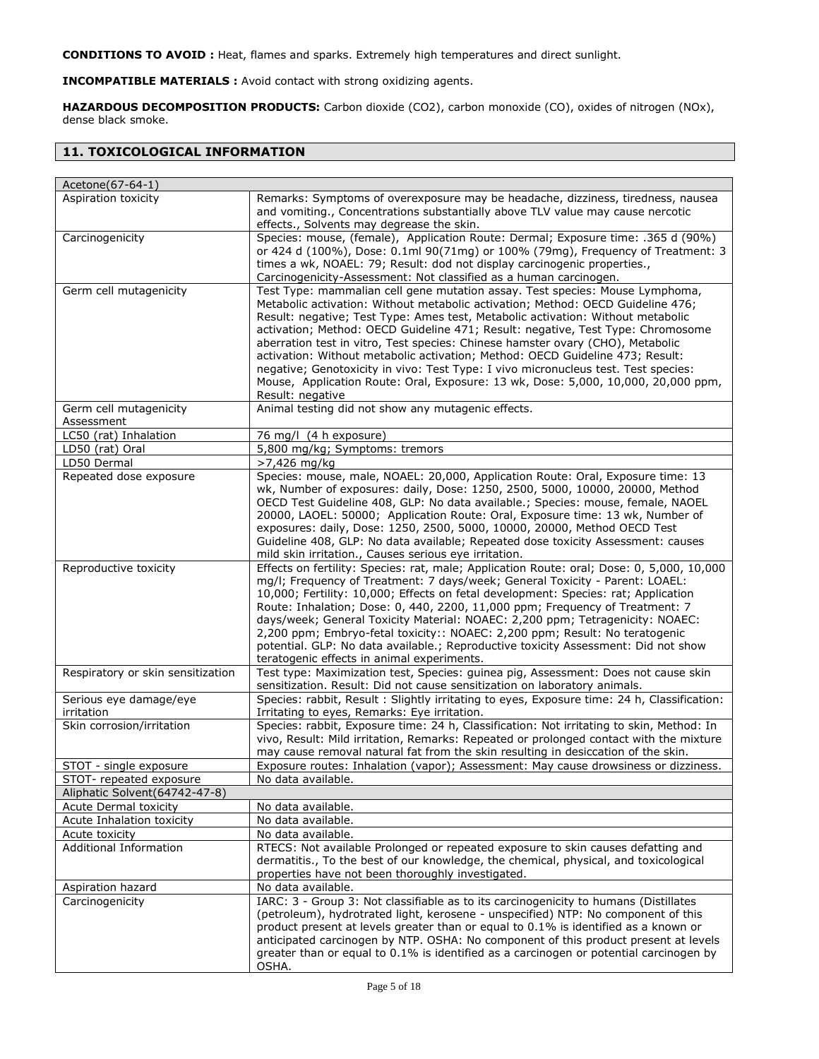**CONDITIONS TO AVOID :** Heat, flames and sparks. Extremely high temperatures and direct sunlight.

**INCOMPATIBLE MATERIALS :** Avoid contact with strong oxidizing agents.

**HAZARDOUS DECOMPOSITION PRODUCTS:** Carbon dioxide ($CO_2$), carbon monoxide (CO), oxides of nitrogen (NOx), dense black smoke.

## 11. TOXICOLOGICAL INFORMATION

| Acetone(67-64-1) | |
|---|---|
| Aspiration toxicity | Remarks: Symptoms of overexposure may be headache, dizziness, tiredness, nausea and vomiting., Concentrations substantially above TLV value may cause nercotic effects., Solvents may degrease the skin. |
| Carcinogenicity | Species: mouse, (female), Application Route: Dermal; Exposure time: .365 d (90%) or 424 d (100%), Dose: 0.1ml 90(71mg) or 100% (79mg), Frequency of Treatment: 3 times a wk, NOAEL: 79; Result: dod not display carcinogenic properties., Carcinogenicity-Assessment: Not classified as a human carcinogen. |
| Germ cell mutagenicity | Test Type: mammalian cell gene mutation assay. Test species: Mouse Lymphoma, Metabolic activation: Without metabolic activation; Method: OECD Guideline 476; Result: negative; Test Type: Ames test, Metabolic activation: Without metabolic activation; Method: OECD Guideline 471; Result: negative, Test Type: Chromosome aberration test in vitro, Test species: Chinese hamster ovary (CHO), Metabolic activation: Without metabolic activation; Method: OECD Guideline 473; Result: negative; Genotoxicity in vivo: Test Type: I vivo micronucleus test. Test species: Mouse, Application Route: Oral, Exposure: 13 wk, Dose: 5,000, 10,000, 20,000 ppm, Result: negative |
| Germ cell mutagenicity Assessment | Animal testing did not show any mutagenic effects. |
| LC50 (rat) Inhalation | 76 mg/l (4 h exposure) |
| LD50 (rat) Oral | 5,800 mg/kg; Symptoms: tremors |
| LD50 Dermal | >7,426 mg/kg |
| Repeated dose exposure | Species: mouse, male, NOAEL: 20,000, Application Route: Oral, Exposure time: 13 wk, Number of exposures: daily, Dose: 1250, 2500, 5000, 10000, 20000, Method OECD Test Guideline 408, GLP: No data available.; Species: mouse, female, NAOEL 20000, LAOEL: 50000; Application Route: Oral, Exposure time: 13 wk, Number of exposures: daily, Dose: 1250, 2500, 5000, 10000, 20000, Method OECD Test Guideline 408, GLP: No data available; Repeated dose toxicity Assessment: causes mild skin irritation., Causes serious eye irritation. |
| Reproductive toxicity | Effects on fertility: Species: rat, male; Application Route: oral; Dose: 0, 5,000, 10,000 mg/l; Frequency of Treatment: 7 days/week; General Toxicity - Parent: LOAEL: 10,000; Fertility: 10,000; Effects on fetal development: Species: rat; Application Route: Inhalation; Dose: 0, 440, 2200, 11,000 ppm; Frequency of Treatment: 7 days/week; General Toxicity Material: NOAEC: 2,200 ppm; Tetragenicity: NOAEC: 2,200 ppm; Embryo-fetal toxicity:: NOAEC: 2,200 ppm; Result: No teratogenic potential. GLP: No data available.; Reproductive toxicity Assessment: Did not show teratogenic effects in animal experiments. |
| Respiratory or skin sensitization | Test type: Maximization test, Species: guinea pig, Assessment: Does not cause skin sensitization. Result: Did not cause sensitization on laboratory animals. |
| Serious eye damage/eye irritation | Species: rabbit, Result : Slightly irritating to eyes, Exposure time: 24 h, Classification: Irritating to eyes, Remarks: Eye irritation. |
| Skin corrosion/irritation | Species: rabbit, Exposure time: 24 h, Classification: Not irritating to skin, Method: In vivo, Result: Mild irritation, Remarks: Repeated or prolonged contact with the mixture may cause removal natural fat from the skin resulting in desiccation of the skin. |
| STOT - single exposure | Exposure routes: Inhalation (vapor); Assessment: May cause drowsiness or dizziness. |
| STOT- repeated exposure | No data available. |
| **Aliphatic Solvent(64742-47-8)** | |
| Acute Dermal toxicity | No data available. |
| Acute Inhalation toxicity | No data available. |
| Acute toxicity | No data available. |
| Additional Information | RTECS: Not available Prolonged or repeated exposure to skin causes defatting and dermatitis., To the best of our knowledge, the chemical, physical, and toxicological properties have not been thoroughly investigated. |
| Aspiration hazard | No data available. |
| Carcinogenicity | IARC: 3 - Group 3: Not classifiable as to its carcinogenicity to humans (Distillates (petroleum), hydrotrated light, kerosene - unspecified) NTP: No component of this product present at levels greater than or equal to 0.1% is identified as a known or anticipated carcinogen by NTP. OSHA: No component of this product present at levels greater than or equal to 0.1% is identified as a carcinogen or potential carcinogen by OSHA. |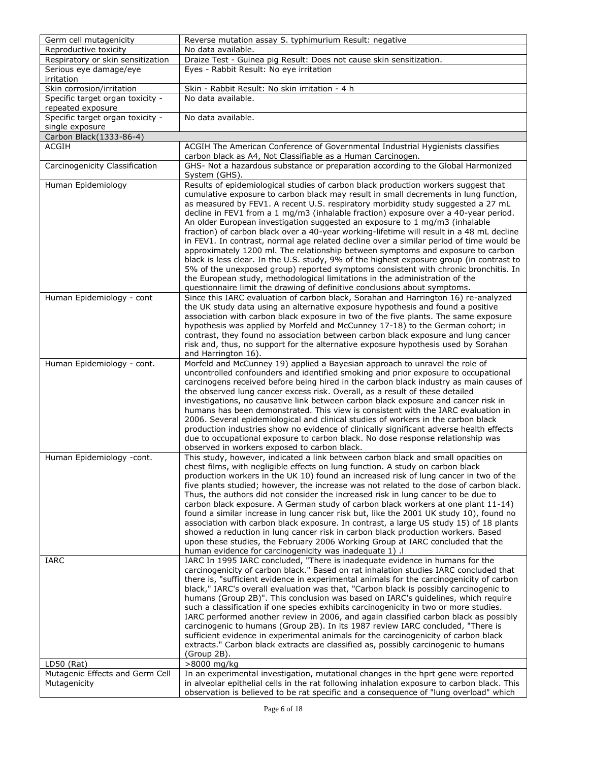| Germ cell mutagenicity | Reverse mutation assay S. typhimurium Result: negative |
|---|---|
| Reproductive toxicity | No data available. |
| Respiratory or skin sensitization | Draize Test - Guinea pig Result: Does not cause skin sensitization. |
| Serious eye damage/eye irritation | Eyes - Rabbit Result: No eye irritation |
| Skin corrosion/irritation | Skin - Rabbit Result: No skin irritation - 4 h |
| Specific target organ toxicity - repeated exposure | No data available. |
| Specific target organ toxicity - single exposure | No data available. |
| Carbon Black(1333-86-4) | |
| ACGIH | ACGIH The American Conference of Governmental Industrial Hygienists classifies carbon black as A4, Not Classifiable as a Human Carcinogen. |
| Carcinogenicity Classification | GHS- Not a hazardous substance or preparation according to the Global Harmonized System (GHS). |
| Human Epidemiology | Results of epidemiological studies of carbon black production workers suggest that cumulative exposure to carbon black may result in small decrements in lung function, as measured by FEV1. A recent U.S. respiratory morbidity study suggested a 27 mL decline in FEV1 from a 1 mg/m3 (inhalable fraction) exposure over a 40-year period. An older European investigation suggested an exposure to 1 mg/m3 (inhalable fraction) of carbon black over a 40-year working-lifetime will result in a 48 mL decline in FEV1. In contrast, normal age related decline over a similar period of time would be approximately 1200 ml. The relationship between symptoms and exposure to carbon black is less clear. In the U.S. study, 9% of the highest exposure group (in contrast to 5% of the unexposed group) reported symptoms consistent with chronic bronchitis. In the European study, methodological limitations in the administration of the questionnaire limit the drawing of definitive conclusions about symptoms. |
| Human Epidemiology - cont | Since this IARC evaluation of carbon black, Sorahan and Harrington 16) re-analyzed the UK study data using an alternative exposure hypothesis and found a positive association with carbon black exposure in two of the five plants. The same exposure hypothesis was applied by Morfeld and McCunney 17-18) to the German cohort; in contrast, they found no association between carbon black exposure and lung cancer risk and, thus, no support for the alternative exposure hypothesis used by Sorahan and Harrington 16). |
| Human Epidemiology - cont. | Morfeld and McCunney 19) applied a Bayesian approach to unravel the role of uncontrolled confounders and identified smoking and prior exposure to occupational carcinogens received before being hired in the carbon black industry as main causes of the observed lung cancer excess risk. Overall, as a result of these detailed investigations, no causative link between carbon black exposure and cancer risk in humans has been demonstrated. This view is consistent with the IARC evaluation in 2006. Several epidemiological and clinical studies of workers in the carbon black production industries show no evidence of clinically significant adverse health effects due to occupational exposure to carbon black. No dose response relationship was observed in workers exposed to carbon black. |
| Human Epidemiology -cont. | This study, however, indicated a link between carbon black and small opacities on chest films, with negligible effects on lung function. A study on carbon black production workers in the UK 10) found an increased risk of lung cancer in two of the five plants studied; however, the increase was not related to the dose of carbon black. Thus, the authors did not consider the increased risk in lung cancer to be due to carbon black exposure. A German study of carbon black workers at one plant 11-14) found a similar increase in lung cancer risk but, like the 2001 UK study 10), found no association with carbon black exposure. In contrast, a large US study 15) of 18 plants showed a reduction in lung cancer risk in carbon black production workers. Based upon these studies, the February 2006 Working Group at IARC concluded that the human evidence for carcinogenicity was inadequate 1) .l |
| IARC | IARC In 1995 IARC concluded, "There is inadequate evidence in humans for the carcinogenicity of carbon black." Based on rat inhalation studies IARC concluded that there is, "sufficient evidence in experimental animals for the carcinogenicity of carbon black," IARC's overall evaluation was that, "Carbon black is possibly carcinogenic to humans (Group 2B)". This conclusion was based on IARC's guidelines, which require such a classification if one species exhibits carcinogenicity in two or more studies. IARC performed another review in 2006, and again classified carbon black as possibly carcinogenic to humans (Group 2B). In its 1987 review IARC concluded, "There is sufficient evidence in experimental animals for the carcinogenicity of carbon black extracts." Carbon black extracts are classified as, possibly carcinogenic to humans (Group 2B). |
| LD50 (Rat) | >8000 mg/kg |
| Mutagenic Effects and Germ Cell Mutagenicity | In an experimental investigation, mutational changes in the hprt gene were reported in alveolar epithelial cells in the rat following inhalation exposure to carbon black. This observation is believed to be rat specific and a consequence of "lung overload" which |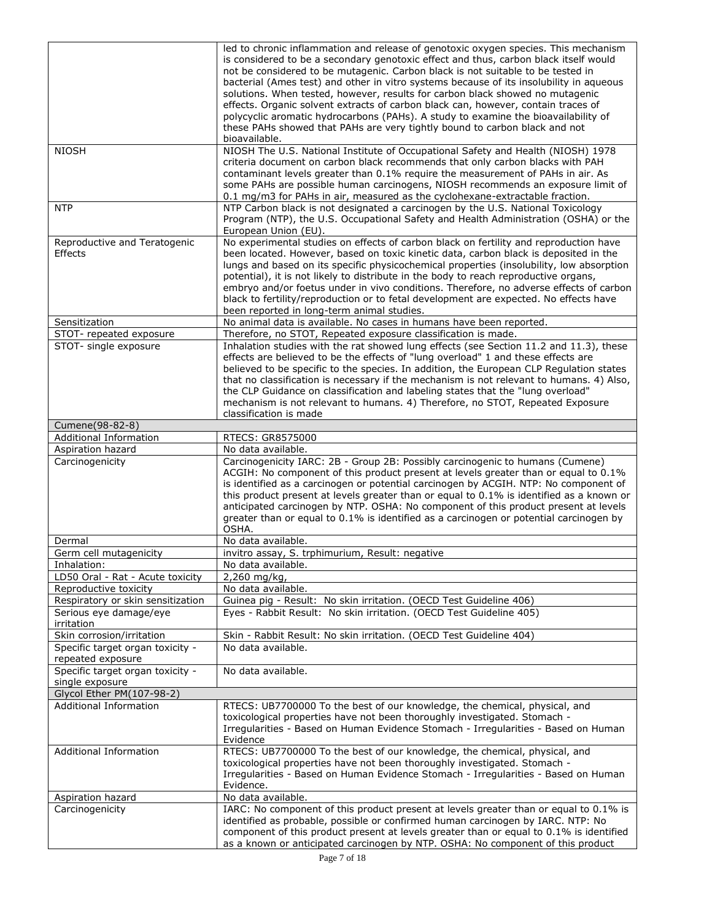| | |
|---|---|
| | led to chronic inflammation and release of genotoxic oxygen species. This mechanism is considered to be a secondary genotoxic effect and thus, carbon black itself would not be considered to be mutagenic. Carbon black is not suitable to be tested in bacterial (Ames test) and other in vitro systems because of its insolubility in aqueous solutions. When tested, however, results for carbon black showed no mutagenic effects. Organic solvent extracts of carbon black can, however, contain traces of polycyclic aromatic hydrocarbons (PAHs). A study to examine the bioavailability of these PAHs showed that PAHs are very tightly bound to carbon black and not bioavailable. |
| NIOSH | NIOSH The U.S. National Institute of Occupational Safety and Health (NIOSH) 1978 criteria document on carbon black recommends that only carbon blacks with PAH contaminant levels greater than 0.1% require the measurement of PAHs in air. As some PAHs are possible human carcinogens, NIOSH recommends an exposure limit of 0.1 mg/m3 for PAHs in air, measured as the cyclohexane-extractable fraction. |
| NTP | NTP Carbon black is not designated a carcinogen by the U.S. National Toxicology Program (NTP), the U.S. Occupational Safety and Health Administration (OSHA) or the European Union (EU). |
| Reproductive and Teratogenic Effects | No experimental studies on effects of carbon black on fertility and reproduction have been located. However, based on toxic kinetic data, carbon black is deposited in the lungs and based on its specific physicochemical properties (insolubility, low absorption potential), it is not likely to distribute in the body to reach reproductive organs, embryo and/or foetus under in vivo conditions. Therefore, no adverse effects of carbon black to fertility/reproduction or to fetal development are expected. No effects have been reported in long-term animal studies. |
| Sensitization | No animal data is available. No cases in humans have been reported. |
| STOT- repeated exposure | Therefore, no STOT, Repeated exposure classification is made. |
| STOT- single exposure | Inhalation studies with the rat showed lung effects (see Section 11.2 and 11.3), these effects are believed to be the effects of "lung overload" 1 and these effects are believed to be specific to the species. In addition, the European CLP Regulation states that no classification is necessary if the mechanism is not relevant to humans. 4) Also, the CLP Guidance on classification and labeling states that the "lung overload" mechanism is not relevant to humans. 4) Therefore, no STOT, Repeated Exposure classification is made |
| **Cumene(98-82-8)** | |
| Additional Information | RTECS: GR8575000 |
| Aspiration hazard | No data available. |
| Carcinogenicity | Carcinogenicity IARC: 2B - Group 2B: Possibly carcinogenic to humans (Cumene) ACGIH: No component of this product present at levels greater than or equal to 0.1% is identified as a carcinogen or potential carcinogen by ACGIH. NTP: No component of this product present at levels greater than or equal to 0.1% is identified as a known or anticipated carcinogen by NTP. OSHA: No component of this product present at levels greater than or equal to 0.1% is identified as a carcinogen or potential carcinogen by OSHA. |
| Dermal | No data available. |
| Germ cell mutagenicity | invitro assay, S. trphimurium, Result: negative |
| Inhalation: | No data available. |
| LD50 Oral - Rat - Acute toxicity | 2,260 mg/kg, |
| Reproductive toxicity | No data available. |
| Respiratory or skin sensitization | Guinea pig - Result: No skin irritation. (OECD Test Guideline 406) |
| Serious eye damage/eye irritation | Eyes - Rabbit Result: No skin irritation. (OECD Test Guideline 405) |
| Skin corrosion/irritation | Skin - Rabbit Result: No skin irritation. (OECD Test Guideline 404) |
| Specific target organ toxicity - repeated exposure | No data available. |
| Specific target organ toxicity - single exposure | No data available. |
| **Glycol Ether PM(107-98-2)** | |
| Additional Information | RTECS: UB7700000 To the best of our knowledge, the chemical, physical, and toxicological properties have not been thoroughly investigated. Stomach - Irregularities - Based on Human Evidence Stomach - Irregularities - Based on Human Evidence |
| Additional Information | RTECS: UB7700000 To the best of our knowledge, the chemical, physical, and toxicological properties have not been thoroughly investigated. Stomach - Irregularities - Based on Human Evidence Stomach - Irregularities - Based on Human Evidence. |
| Aspiration hazard | No data available. |
| Carcinogenicity | IARC: No component of this product present at levels greater than or equal to 0.1% is identified as probable, possible or confirmed human carcinogen by IARC. NTP: No component of this product present at levels greater than or equal to 0.1% is identified as a known or anticipated carcinogen by NTP. OSHA: No component of this product |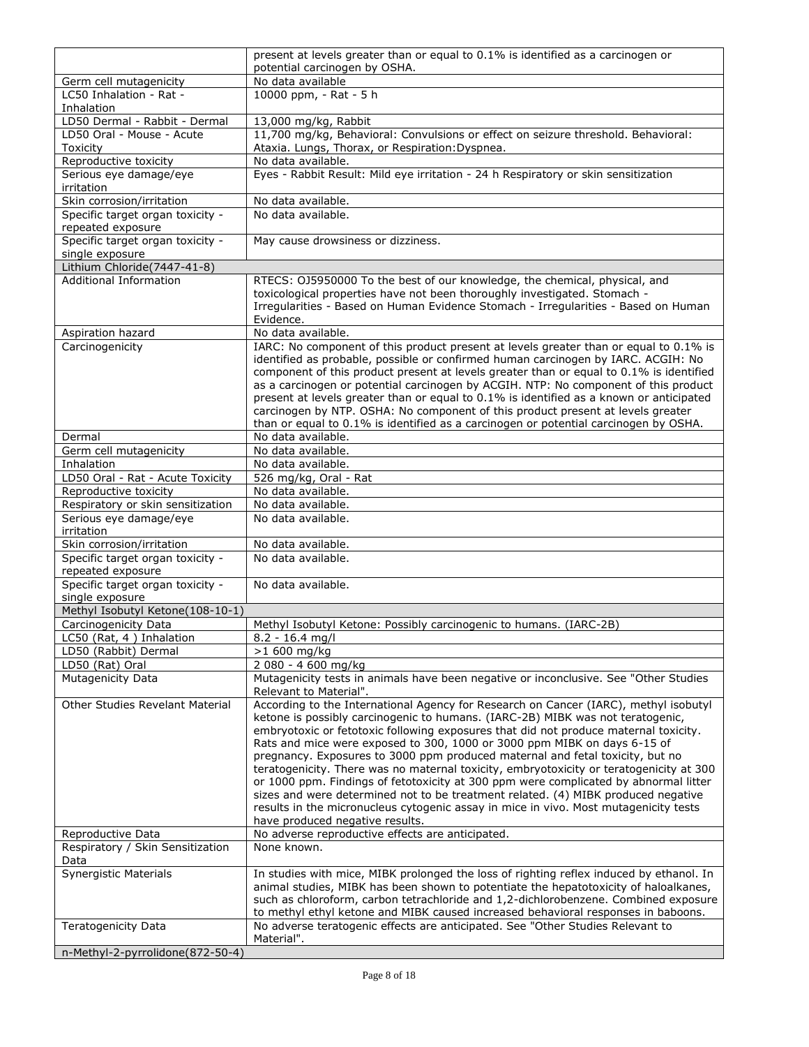| | |
|---|---|
| | present at levels greater than or equal to 0.1% is identified as a carcinogen or potential carcinogen by OSHA. |
| Germ cell mutagenicity | No data available |
| LC50 Inhalation - Rat - Inhalation | 10000 ppm, - Rat - 5 h |
| LD50 Dermal - Rabbit - Dermal | 13,000 mg/kg, Rabbit |
| LD50 Oral - Mouse - Acute Toxicity | 11,700 mg/kg, Behavioral: Convulsions or effect on seizure threshold. Behavioral: Ataxia. Lungs, Thorax, or Respiration:Dyspnea. |
| Reproductive toxicity | No data available. |
| Serious eye damage/eye irritation | Eyes - Rabbit Result: Mild eye irritation - 24 h Respiratory or skin sensitization |
| Skin corrosion/irritation | No data available. |
| Specific target organ toxicity - repeated exposure | No data available. |
| Specific target organ toxicity - single exposure | May cause drowsiness or dizziness. |
| **Lithium Chloride(7447-41-8)** | |
| Additional Information | RTECS: OJ5950000 To the best of our knowledge, the chemical, physical, and toxicological properties have not been thoroughly investigated. Stomach - Irregularities - Based on Human Evidence Stomach - Irregularities - Based on Human Evidence. |
| Aspiration hazard | No data available. |
| Carcinogenicity | IARC: No component of this product present at levels greater than or equal to 0.1% is identified as probable, possible or confirmed human carcinogen by IARC. ACGIH: No component of this product present at levels greater than or equal to 0.1% is identified as a carcinogen or potential carcinogen by ACGIH. NTP: No component of this product present at levels greater than or equal to 0.1% is identified as a known or anticipated carcinogen by NTP. OSHA: No component of this product present at levels greater than or equal to 0.1% is identified as a carcinogen or potential carcinogen by OSHA. |
| Dermal | No data available. |
| Germ cell mutagenicity | No data available. |
| Inhalation | No data available. |
| LD50 Oral - Rat - Acute Toxicity | 526 mg/kg, Oral - Rat |
| Reproductive toxicity | No data available. |
| Respiratory or skin sensitization | No data available. |
| Serious eye damage/eye irritation | No data available. |
| Skin corrosion/irritation | No data available. |
| Specific target organ toxicity - repeated exposure | No data available. |
| Specific target organ toxicity - single exposure | No data available. |
| **Methyl Isobutyl Ketone(108-10-1)** | |
| Carcinogenicity Data | Methyl Isobutyl Ketone: Possibly carcinogenic to humans. (IARC-2B) |
| LC50 (Rat, 4 ) Inhalation | 8.2 - 16.4 mg/l |
| LD50 (Rabbit) Dermal | >1 600 mg/kg |
| LD50 (Rat) Oral | 2 080 - 4 600 mg/kg |
| Mutagenicity Data | Mutagenicity tests in animals have been negative or inconclusive. See "Other Studies Relevant to Material". |
| Other Studies Revelant Material | According to the International Agency for Research on Cancer (IARC), methyl isobutyl ketone is possibly carcinogenic to humans. (IARC-2B) MIBK was not teratogenic, embryotoxic or fetotoxic following exposures that did not produce maternal toxicity. Rats and mice were exposed to 300, 1000 or 3000 ppm MIBK on days 6-15 of pregnancy. Exposures to 3000 ppm produced maternal and fetal toxicity, but no teratogenicity. There was no maternal toxicity, embryotoxicity or teratogenicity at 300 or 1000 ppm. Findings of fetotoxicity at 300 ppm were complicated by abnormal litter sizes and were determined not to be treatment related. (4) MIBK produced negative results in the micronucleus cytogenic assay in mice in vivo. Most mutagenicity tests have produced negative results. |
| Reproductive Data | No adverse reproductive effects are anticipated. |
| Respiratory / Skin Sensitization Data | None known. |
| Synergistic Materials | In studies with mice, MIBK prolonged the loss of righting reflex induced by ethanol. In animal studies, MIBK has been shown to potentiate the hepatotoxicity of haloalkanes, such as chloroform, carbon tetrachloride and 1,2-dichlorobenzene. Combined exposure to methyl ethyl ketone and MIBK caused increased behavioral responses in baboons. |
| Teratogenicity Data | No adverse teratogenic effects are anticipated. See "Other Studies Relevant to Material". |
| **n-Methyl-2-pyrrolidone(872-50-4)** | |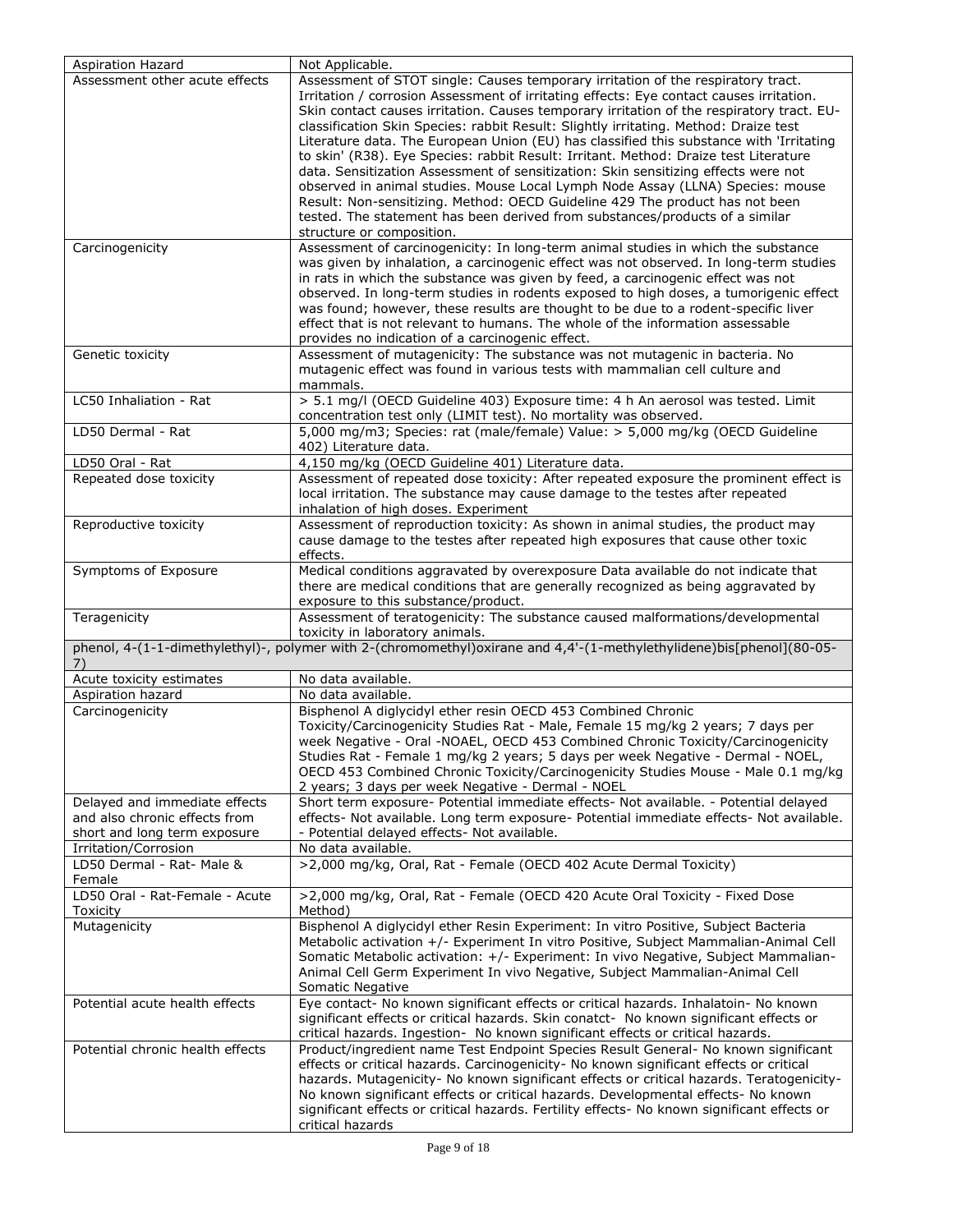| | |
|---|---|
| Aspiration Hazard | Not Applicable. |
| Assessment other acute effects | Assessment of STOT single: Causes temporary irritation of the respiratory tract. Irritation / corrosion Assessment of irritating effects: Eye contact causes irritation. Skin contact causes irritation. Causes temporary irritation of the respiratory tract. EU-classification Skin Species: rabbit Result: Slightly irritating. Method: Draize test Literature data. The European Union (EU) has classified this substance with 'Irritating to skin' (R38). Eye Species: rabbit Result: Irritant. Method: Draize test Literature data. Sensitization Assessment of sensitization: Skin sensitizing effects were not observed in animal studies. Mouse Local Lymph Node Assay (LLNA) Species: mouse Result: Non-sensitizing. Method: OECD Guideline 429 The product has not been tested. The statement has been derived from substances/products of a similar structure or composition. |
| Carcinogenicity | Assessment of carcinogenicity: In long-term animal studies in which the substance was given by inhalation, a carcinogenic effect was not observed. In long-term studies in rats in which the substance was given by feed, a carcinogenic effect was not observed. In long-term studies in rodents exposed to high doses, a tumorigenic effect was found; however, these results are thought to be due to a rodent-specific liver effect that is not relevant to humans. The whole of the information assessable provides no indication of a carcinogenic effect. |
| Genetic toxicity | Assessment of mutagenicity: The substance was not mutagenic in bacteria. No mutagenic effect was found in various tests with mammalian cell culture and mammals. |
| LC50 Inhaliation - Rat | > 5.1 mg/l (OECD Guideline 403) Exposure time: 4 h An aerosol was tested. Limit concentration test only (LIMIT test). No mortality was observed. |
| LD50 Dermal - Rat | 5,000 mg/m3; Species: rat (male/female) Value: > 5,000 mg/kg (OECD Guideline 402) Literature data. |
| LD50 Oral - Rat | 4,150 mg/kg (OECD Guideline 401) Literature data. |
| Repeated dose toxicity | Assessment of repeated dose toxicity: After repeated exposure the prominent effect is local irritation. The substance may cause damage to the testes after repeated inhalation of high doses. Experiment |
| Reproductive toxicity | Assessment of reproduction toxicity: As shown in animal studies, the product may cause damage to the testes after repeated high exposures that cause other toxic effects. |
| Symptoms of Exposure | Medical conditions aggravated by overexposure Data available do not indicate that there are medical conditions that are generally recognized as being aggravated by exposure to this substance/product. |
| Teragenicity | Assessment of teratogenicity: The substance caused malformations/developmental toxicity in laboratory animals. |
| **phenol, 4-(1-1-dimethylethyl)-, polymer with 2-(chromomethyl)oxirane and 4,4'-(1-methylethylidene)bis[phenol](80-05-7)** | |
| Acute toxicity estimates | No data available. |
| Aspiration hazard | No data available. |
| Carcinogenicity | Bisphenol A diglycidyl ether resin OECD 453 Combined Chronic Toxicity/Carcinogenicity Studies Rat - Male, Female 15 mg/kg 2 years; 7 days per week Negative - Oral -NOAEL, OECD 453 Combined Chronic Toxicity/Carcinogenicity Studies Rat - Female 1 mg/kg 2 years; 5 days per week Negative - Dermal - NOEL, OECD 453 Combined Chronic Toxicity/Carcinogenicity Studies Mouse - Male 0.1 mg/kg 2 years; 3 days per week Negative - Dermal - NOEL |
| Delayed and immediate effects and also chronic effects from short and long term exposure | Short term exposure- Potential immediate effects- Not available. - Potential delayed effects- Not available. Long term exposure- Potential immediate effects- Not available. - Potential delayed effects- Not available. |
| Irritation/Corrosion | No data available. |
| LD50 Dermal - Rat- Male & Female | >2,000 mg/kg, Oral, Rat - Female (OECD 402 Acute Dermal Toxicity) |
| LD50 Oral - Rat-Female - Acute Toxicity | >2,000 mg/kg, Oral, Rat - Female (OECD 420 Acute Oral Toxicity - Fixed Dose Method) |
| Mutagenicity | Bisphenol A diglycidyl ether Resin Experiment: In vitro Positive, Subject Bacteria Metabolic activation +/- Experiment In vitro Positive, Subject Mammalian-Animal Cell Somatic Metabolic activation: +/- Experiment: In vivo Negative, Subject Mammalian-Animal Cell Germ Experiment In vivo Negative, Subject Mammalian-Animal Cell Somatic Negative |
| Potential acute health effects | Eye contact- No known significant effects or critical hazards. Inhalatoin- No known significant effects or critical hazards. Skin conatct- No known significant effects or critical hazards. Ingestion- No known significant effects or critical hazards. |
| Potential chronic health effects | Product/ingredient name Test Endpoint Species Result General- No known significant effects or critical hazards. Carcinogenicity- No known significant effects or critical hazards. Mutagenicity- No known significant effects or critical hazards. Teratogenicity- No known significant effects or critical hazards. Developmental effects- No known significant effects or critical hazards. Fertility effects- No known significant effects or critical hazards |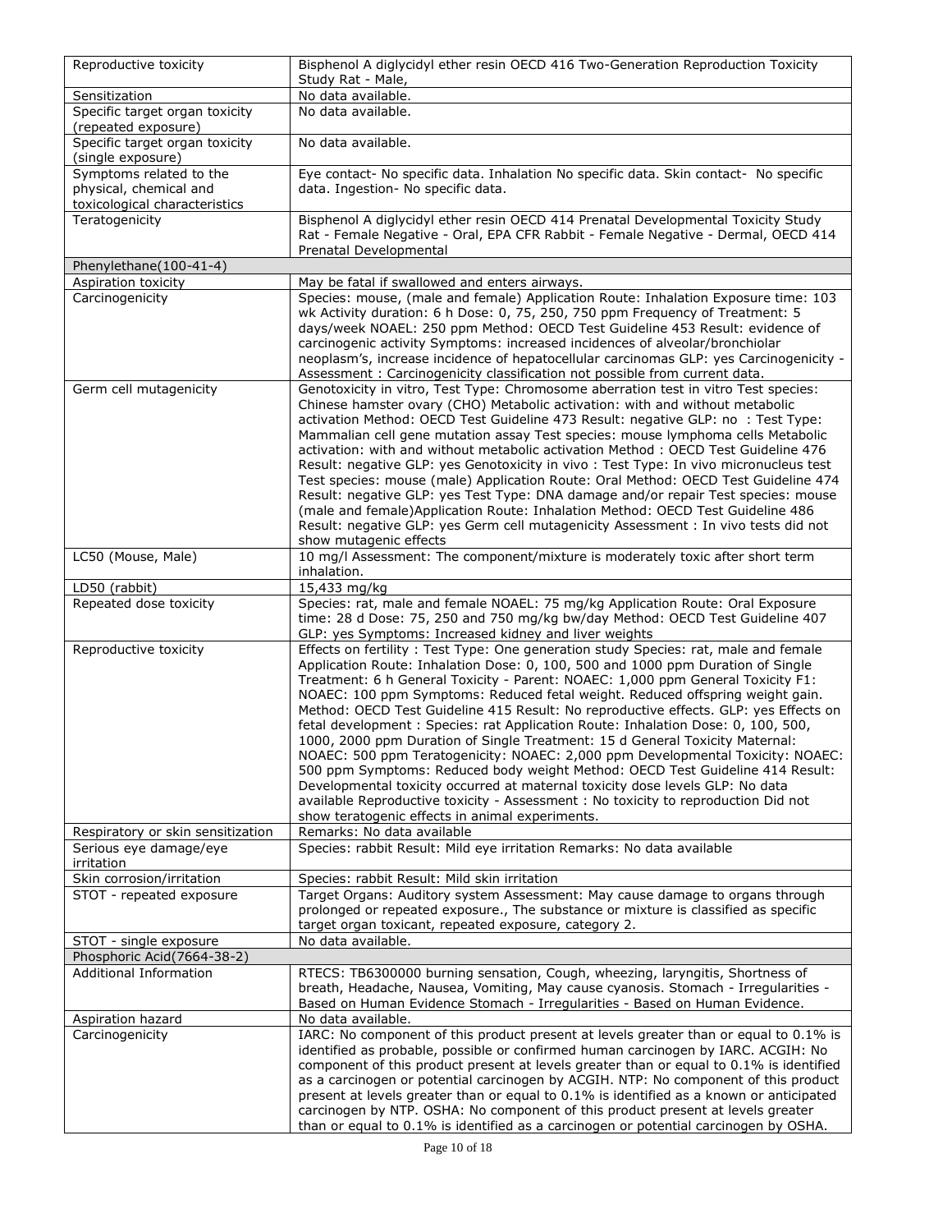| | |
|---|---|
| Reproductive toxicity | Bisphenol A diglycidyl ether resin OECD 416 Two-Generation Reproduction Toxicity Study Rat - Male, |
| Sensitization | No data available. |
| Specific target organ toxicity (repeated exposure) | No data available. |
| Specific target organ toxicity (single exposure) | No data available. |
| Symptoms related to the physical, chemical and toxicological characteristics | Eye contact- No specific data. Inhalation No specific data. Skin contact- No specific data. Ingestion- No specific data. |
| Teratogenicity | Bisphenol A diglycidyl ether resin OECD 414 Prenatal Developmental Toxicity Study Rat - Female Negative - Oral, EPA CFR Rabbit - Female Negative - Dermal, OECD 414 Prenatal Developmental |
| **Phenylethane(100-41-4)** | |
| Aspiration toxicity | May be fatal if swallowed and enters airways. |
| Carcinogenicity | Species: mouse, (male and female) Application Route: Inhalation Exposure time: 103 wk Activity duration: 6 h Dose: 0, 75, 250, 750 ppm Frequency of Treatment: 5 days/week NOAEL: 250 ppm Method: OECD Test Guideline 453 Result: evidence of carcinogenic activity Symptoms: increased incidences of alveolar/bronchiolar neoplasm's, increase incidence of hepatocellular carcinomas GLP: yes Carcinogenicity - Assessment : Carcinogenicity classification not possible from current data. |
| Germ cell mutagenicity | Genotoxicity in vitro, Test Type: Chromosome aberration test in vitro Test species: Chinese hamster ovary (CHO) Metabolic activation: with and without metabolic activation Method: OECD Test Guideline 473 Result: negative GLP: no : Test Type: Mammalian cell gene mutation assay Test species: mouse lymphoma cells Metabolic activation: with and without metabolic activation Method : OECD Test Guideline 476 Result: negative GLP: yes Genotoxicity in vivo : Test Type: In vivo micronucleus test Test species: mouse (male) Application Route: Oral Method: OECD Test Guideline 474 Result: negative GLP: yes Test Type: DNA damage and/or repair Test species: mouse (male and female)Application Route: Inhalation Method: OECD Test Guideline 486 Result: negative GLP: yes Germ cell mutagenicity Assessment : In vivo tests did not show mutagenic effects |
| LC50 (Mouse, Male) | 10 mg/l Assessment: The component/mixture is moderately toxic after short term inhalation. |
| LD50 (rabbit) | 15,433 mg/kg |
| Repeated dose toxicity | Species: rat, male and female NOAEL: 75 mg/kg Application Route: Oral Exposure time: 28 d Dose: 75, 250 and 750 mg/kg bw/day Method: OECD Test Guideline 407 GLP: yes Symptoms: Increased kidney and liver weights |
| Reproductive toxicity | Effects on fertility : Test Type: One generation study Species: rat, male and female Application Route: Inhalation Dose: 0, 100, 500 and 1000 ppm Duration of Single Treatment: 6 h General Toxicity - Parent: NOAEC: 1,000 ppm General Toxicity F1: NOAEC: 100 ppm Symptoms: Reduced fetal weight. Reduced offspring weight gain. Method: OECD Test Guideline 415 Result: No reproductive effects. GLP: yes Effects on fetal development : Species: rat Application Route: Inhalation Dose: 0, 100, 500, 1000, 2000 ppm Duration of Single Treatment: 15 d General Toxicity Maternal: NOAEC: 500 ppm Teratogenicity: NOAEC: 2,000 ppm Developmental Toxicity: NOAEC: 500 ppm Symptoms: Reduced body weight Method: OECD Test Guideline 414 Result: Developmental toxicity occurred at maternal toxicity dose levels GLP: No data available Reproductive toxicity - Assessment : No toxicity to reproduction Did not show teratogenic effects in animal experiments. |
| Respiratory or skin sensitization | Remarks: No data available |
| Serious eye damage/eye irritation | Species: rabbit Result: Mild eye irritation Remarks: No data available |
| Skin corrosion/irritation | Species: rabbit Result: Mild skin irritation |
| STOT - repeated exposure | Target Organs: Auditory system Assessment: May cause damage to organs through prolonged or repeated exposure., The substance or mixture is classified as specific target organ toxicant, repeated exposure, category 2. |
| STOT - single exposure | No data available. |
| **Phosphoric Acid(7664-38-2)** | |
| Additional Information | RTECS: TB6300000 burning sensation, Cough, wheezing, laryngitis, Shortness of breath, Headache, Nausea, Vomiting, May cause cyanosis. Stomach - Irregularities - Based on Human Evidence Stomach - Irregularities - Based on Human Evidence. |
| Aspiration hazard | No data available. |
| Carcinogenicity | IARC: No component of this product present at levels greater than or equal to 0.1% is identified as probable, possible or confirmed human carcinogen by IARC. ACGIH: No component of this product present at levels greater than or equal to 0.1% is identified as a carcinogen or potential carcinogen by ACGIH. NTP: No component of this product present at levels greater than or equal to 0.1% is identified as a known or anticipated carcinogen by NTP. OSHA: No component of this product present at levels greater than or equal to 0.1% is identified as a carcinogen or potential carcinogen by OSHA. |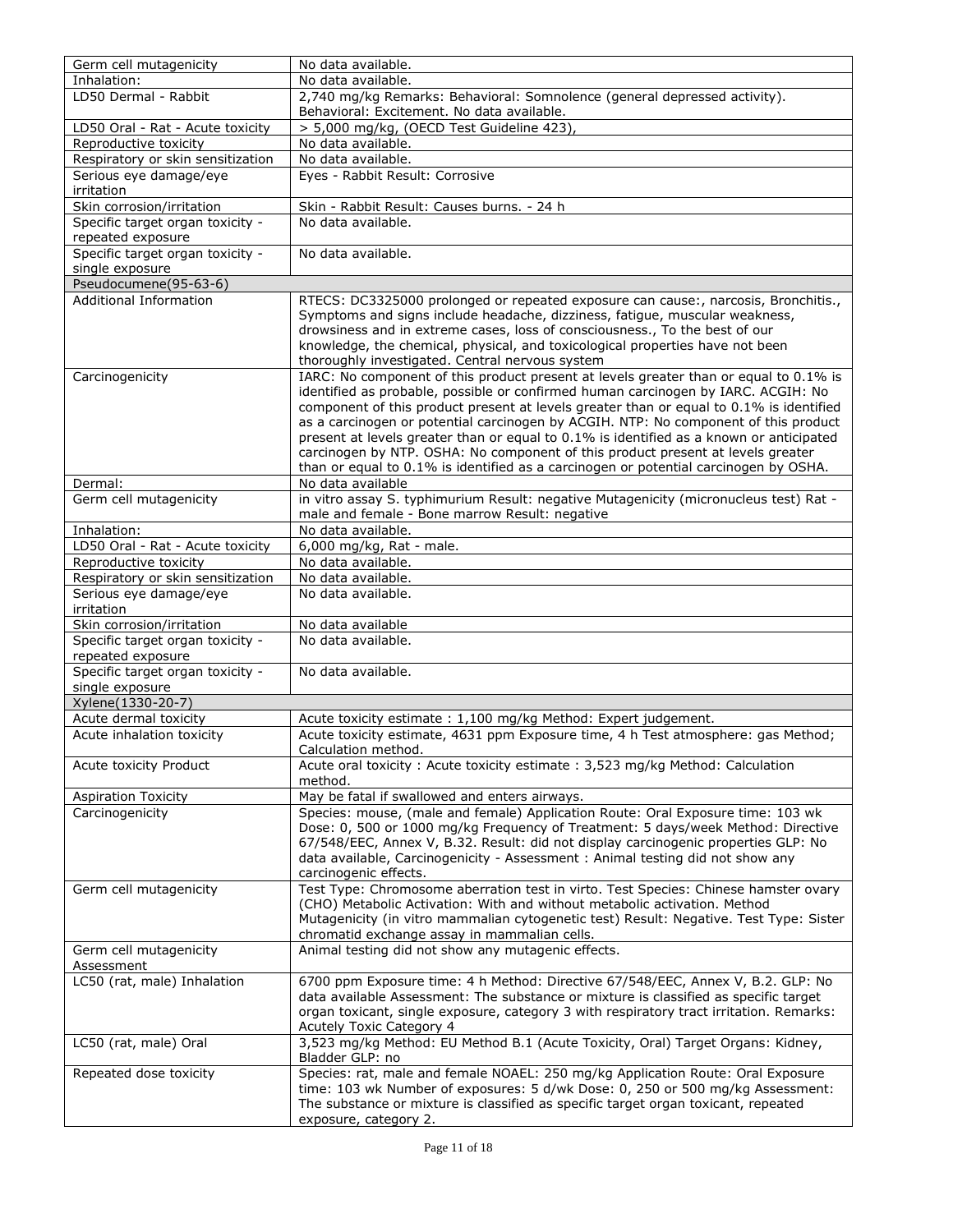| | |
|---|---|
| Germ cell mutagenicity | No data available. |
| Inhalation: | No data available. |
| LD50 Dermal - Rabbit | 2,740 mg/kg Remarks: Behavioral: Somnolence (general depressed activity). Behavioral: Excitement. No data available. |
| LD50 Oral - Rat - Acute toxicity | > 5,000 mg/kg, (OECD Test Guideline 423), |
| Reproductive toxicity | No data available. |
| Respiratory or skin sensitization | No data available. |
| Serious eye damage/eye irritation | Eyes - Rabbit Result: Corrosive |
| Skin corrosion/irritation | Skin - Rabbit Result: Causes burns. - 24 h |
| Specific target organ toxicity - repeated exposure | No data available. |
| Specific target organ toxicity - single exposure | No data available. |
| Pseudocumene(95-63-6) | |
| Additional Information | RTECS: DC3325000 prolonged or repeated exposure can cause:, narcosis, Bronchitis., Symptoms and signs include headache, dizziness, fatigue, muscular weakness, drowsiness and in extreme cases, loss of consciousness., To the best of our knowledge, the chemical, physical, and toxicological properties have not been thoroughly investigated. Central nervous system |
| Carcinogenicity | IARC: No component of this product present at levels greater than or equal to 0.1% is identified as probable, possible or confirmed human carcinogen by IARC. ACGIH: No component of this product present at levels greater than or equal to 0.1% is identified as a carcinogen or potential carcinogen by ACGIH. NTP: No component of this product present at levels greater than or equal to 0.1% is identified as a known or anticipated carcinogen by NTP. OSHA: No component of this product present at levels greater than or equal to 0.1% is identified as a carcinogen or potential carcinogen by OSHA. |
| Dermal: | No data available |
| Germ cell mutagenicity | in vitro assay S. typhimurium Result: negative Mutagenicity (micronucleus test) Rat - male and female - Bone marrow Result: negative |
| Inhalation: | No data available. |
| LD50 Oral - Rat - Acute toxicity | 6,000 mg/kg, Rat - male. |
| Reproductive toxicity | No data available. |
| Respiratory or skin sensitization | No data available. |
| Serious eye damage/eye irritation | No data available. |
| Skin corrosion/irritation | No data available |
| Specific target organ toxicity - repeated exposure | No data available. |
| Specific target organ toxicity - single exposure | No data available. |
| Xylene(1330-20-7) | |
| Acute dermal toxicity | Acute toxicity estimate : 1,100 mg/kg Method: Expert judgement. |
| Acute inhalation toxicity | Acute toxicity estimate, 4631 ppm Exposure time, 4 h Test atmosphere: gas Method; Calculation method. |
| Acute toxicity Product | Acute oral toxicity : Acute toxicity estimate : 3,523 mg/kg Method: Calculation method. |
| Aspiration Toxicity | May be fatal if swallowed and enters airways. |
| Carcinogenicity | Species: mouse, (male and female) Application Route: Oral Exposure time: 103 wk Dose: 0, 500 or 1000 mg/kg Frequency of Treatment: 5 days/week Method: Directive 67/548/EEC, Annex V, B.32. Result: did not display carcinogenic properties GLP: No data available, Carcinogenicity - Assessment : Animal testing did not show any carcinogenic effects. |
| Germ cell mutagenicity | Test Type: Chromosome aberration test in virto. Test Species: Chinese hamster ovary (CHO) Metabolic Activation: With and without metabolic activation. Method Mutagenicity (in vitro mammalian cytogenetic test) Result: Negative. Test Type: Sister chromatid exchange assay in mammalian cells. |
| Germ cell mutagenicity Assessment | Animal testing did not show any mutagenic effects. |
| LC50 (rat, male) Inhalation | 6700 ppm Exposure time: 4 h Method: Directive 67/548/EEC, Annex V, B.2. GLP: No data available Assessment: The substance or mixture is classified as specific target organ toxicant, single exposure, category 3 with respiratory tract irritation. Remarks: Acutely Toxic Category 4 |
| LC50 (rat, male) Oral | 3,523 mg/kg Method: EU Method B.1 (Acute Toxicity, Oral) Target Organs: Kidney, Bladder GLP: no |
| Repeated dose toxicity | Species: rat, male and female NOAEL: 250 mg/kg Application Route: Oral Exposure time: 103 wk Number of exposures: 5 d/wk Dose: 0, 250 or 500 mg/kg Assessment: The substance or mixture is classified as specific target organ toxicant, repeated exposure, category 2. |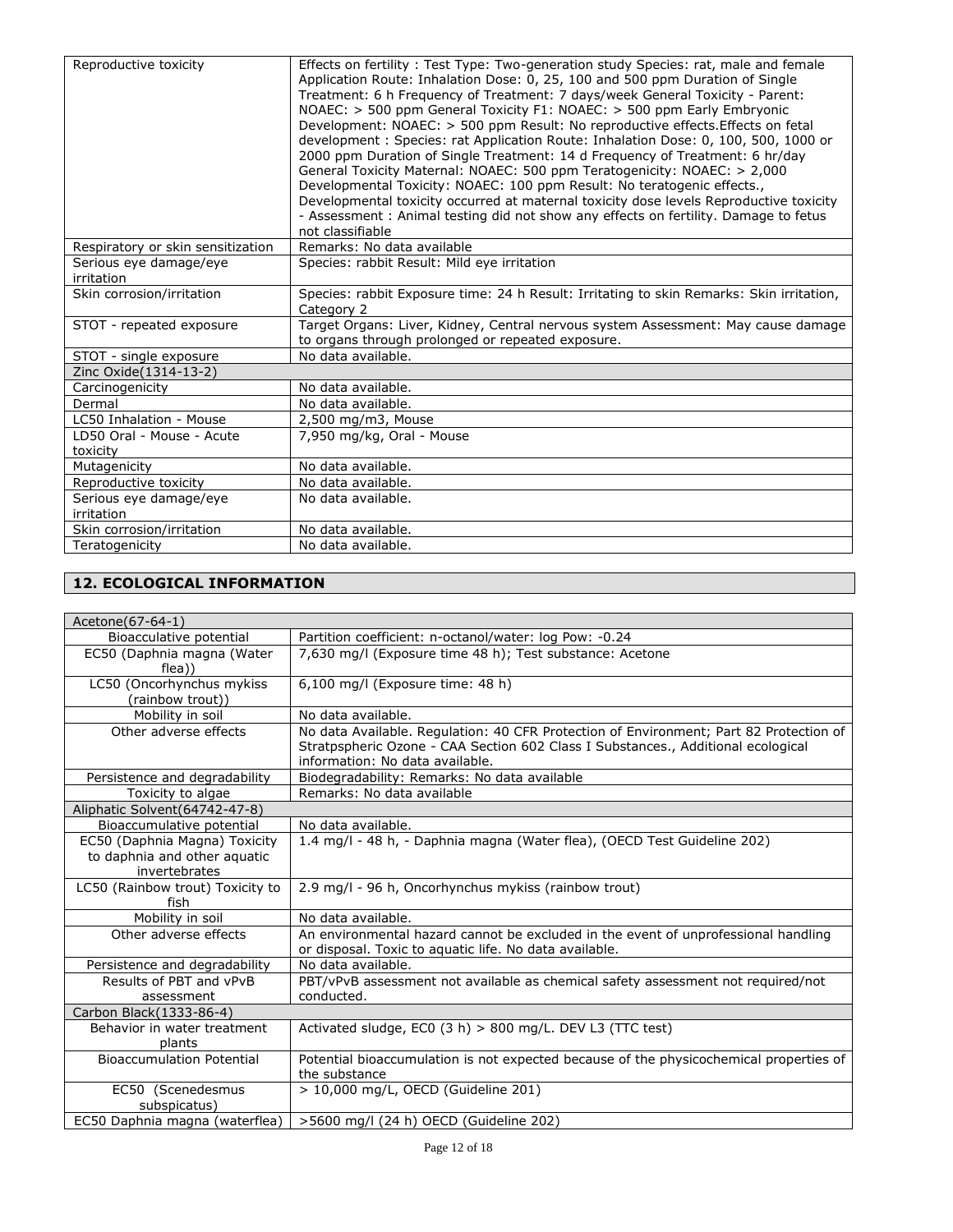| | |
|---|---|
| Reproductive toxicity | Effects on fertility : Test Type: Two-generation study Species: rat, male and female Application Route: Inhalation Dose: 0, 25, 100 and 500 ppm Duration of Single Treatment: 6 h Frequency of Treatment: 7 days/week General Toxicity - Parent: NOAEC: > 500 ppm General Toxicity F1: NOAEC: > 500 ppm Early Embryonic Development: NOAEC: > 500 ppm Result: No reproductive effects.Effects on fetal development : Species: rat Application Route: Inhalation Dose: 0, 100, 500, 1000 or 2000 ppm Duration of Single Treatment: 14 d Frequency of Treatment: 6 hr/day General Toxicity Maternal: NOAEC: 500 ppm Teratogenicity: NOAEC: > 2,000 Developmental Toxicity: NOAEC: 100 ppm Result: No teratogenic effects., Developmental toxicity occurred at maternal toxicity dose levels Reproductive toxicity - Assessment : Animal testing did not show any effects on fertility. Damage to fetus not classifiable |
| Respiratory or skin sensitization | Remarks: No data available |
| Serious eye damage/eye irritation | Species: rabbit Result: Mild eye irritation |
| Skin corrosion/irritation | Species: rabbit Exposure time: 24 h Result: Irritating to skin Remarks: Skin irritation, Category 2 |
| STOT - repeated exposure | Target Organs: Liver, Kidney, Central nervous system Assessment: May cause damage to organs through prolonged or repeated exposure. |
| STOT - single exposure | No data available. |
| Zinc Oxide(1314-13-2) | |
| Carcinogenicity | No data available. |
| Dermal | No data available. |
| LC50 Inhalation - Mouse | 2,500 mg/m3, Mouse |
| LD50 Oral - Mouse - Acute toxicity | 7,950 mg/kg, Oral - Mouse |
| Mutagenicity | No data available. |
| Reproductive toxicity | No data available. |
| Serious eye damage/eye irritation | No data available. |
| Skin corrosion/irritation | No data available. |
| Teratogenicity | No data available. |

## 12. ECOLOGICAL INFORMATION

| | |
|---|---|
| Acetone(67-64-1) | |
| Bioacculative potential | Partition coefficient: n-octanol/water: log Pow: -0.24 |
| EC50 (Daphnia magna (Water flea)) | 7,630 mg/l (Exposure time 48 h); Test substance: Acetone |
| LC50 (Oncorhynchus mykiss (rainbow trout)) | 6,100 mg/l (Exposure time: 48 h) |
| Mobility in soil | No data available. |
| Other adverse effects | No data Available. Regulation: 40 CFR Protection of Environment; Part 82 Protection of Stratpspheric Ozone - CAA Section 602 Class I Substances., Additional ecological information: No data available. |
| Persistence and degradability | Biodegradability: Remarks: No data available |
| Toxicity to algae | Remarks: No data available |
| Aliphatic Solvent(64742-47-8) | |
| Bioaccumulative potential | No data available. |
| EC50 (Daphnia Magna) Toxicity to daphnia and other aquatic invertebrates | 1.4 mg/l - 48 h, - Daphnia magna (Water flea), (OECD Test Guideline 202) |
| LC50 (Rainbow trout) Toxicity to fish | 2.9 mg/l - 96 h, Oncorhynchus mykiss (rainbow trout) |
| Mobility in soil | No data available. |
| Other adverse effects | An environmental hazard cannot be excluded in the event of unprofessional handling or disposal. Toxic to aquatic life. No data available. |
| Persistence and degradability | No data available. |
| Results of PBT and vPvB assessment | PBT/vPvB assessment not available as chemical safety assessment not required/not conducted. |
| Carbon Black(1333-86-4) | |
| Behavior in water treatment plants | Activated sludge, EC0 (3 h) > 800 mg/L. DEV L3 (TTC test) |
| Bioaccumulation Potential | Potential bioaccumulation is not expected because of the physicochemical properties of the substance |
| EC50 (Scenedesmus subspicatus) | > 10,000 mg/L, OECD (Guideline 201) |
| EC50 Daphnia magna (waterflea) | >5600 mg/l (24 h) OECD (Guideline 202) |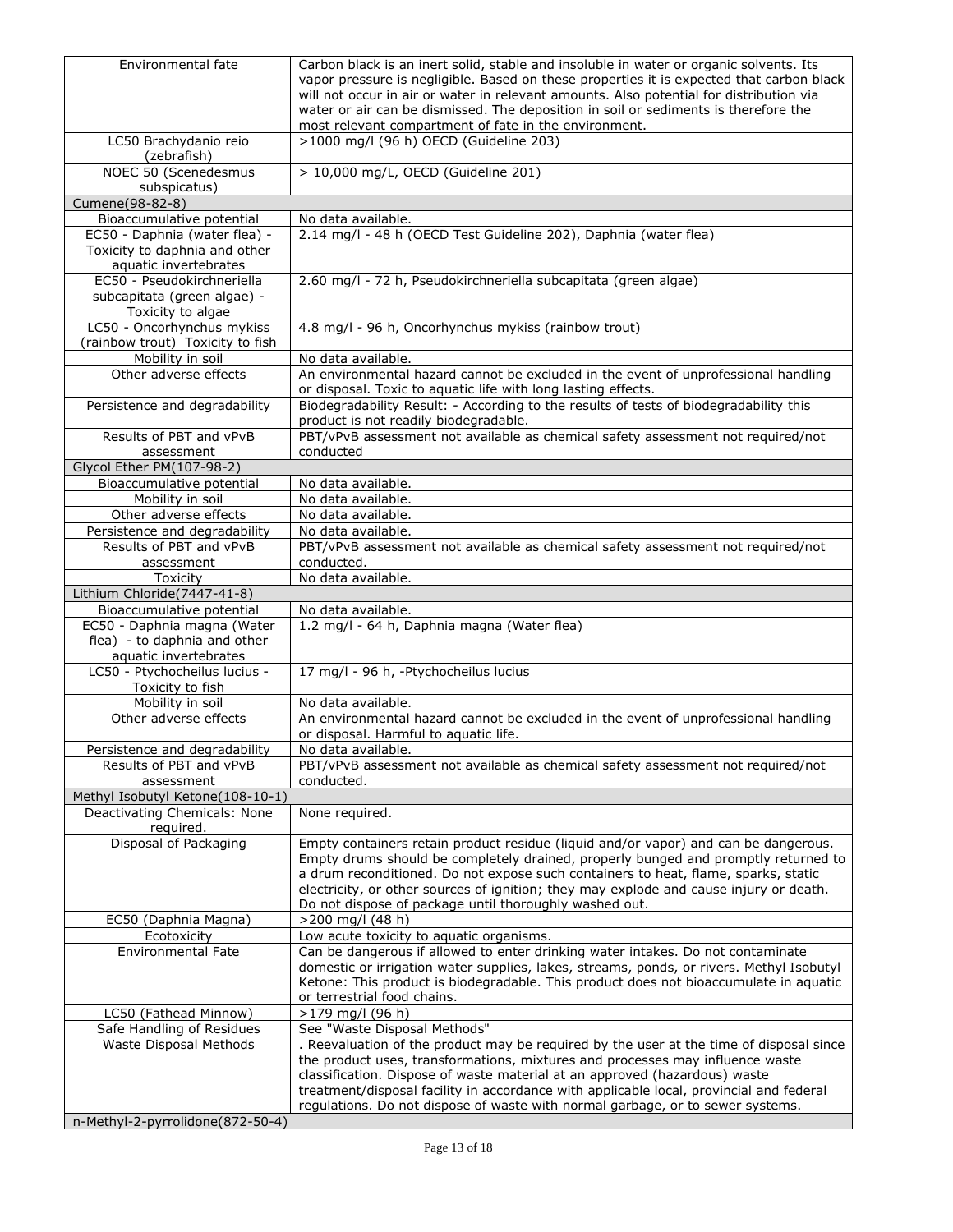| | |
|---|---|
| Environmental fate | Carbon black is an inert solid, stable and insoluble in water or organic solvents. Its vapor pressure is negligible. Based on these properties it is expected that carbon black will not occur in air or water in relevant amounts. Also potential for distribution via water or air can be dismissed. The deposition in soil or sediments is therefore the most relevant compartment of fate in the environment. |
| LC50 Brachydanio reio (zebrafish) | >1000 mg/l (96 h) OECD (Guideline 203) |
| NOEC 50 (Scenedesmus subspicatus) | > 10,000 mg/L, OECD (Guideline 201) |
| **Cumene(98-82-8)** | |
| Bioaccumulative potential | No data available. |
| EC50 - Daphnia (water flea) - Toxicity to daphnia and other aquatic invertebrates | 2.14 mg/l - 48 h (OECD Test Guideline 202), Daphnia (water flea) |
| EC50 - Pseudokirchneriella subcapitata (green algae) - Toxicity to algae | 2.60 mg/l - 72 h, Pseudokirchneriella subcapitata (green algae) |
| LC50 - Oncorhynchus mykiss (rainbow trout) Toxicity to fish | 4.8 mg/l - 96 h, Oncorhynchus mykiss (rainbow trout) |
| Mobility in soil | No data available. |
| Other adverse effects | An environmental hazard cannot be excluded in the event of unprofessional handling or disposal. Toxic to aquatic life with long lasting effects. |
| Persistence and degradability | Biodegradability Result: - According to the results of tests of biodegradability this product is not readily biodegradable. |
| Results of PBT and vPvB assessment | PBT/vPvB assessment not available as chemical safety assessment not required/not conducted |
| **Glycol Ether PM(107-98-2)** | |
| Bioaccumulative potential | No data available. |
| Mobility in soil | No data available. |
| Other adverse effects | No data available. |
| Persistence and degradability | No data available. |
| Results of PBT and vPvB assessment | PBT/vPvB assessment not available as chemical safety assessment not required/not conducted. |
| Toxicity | No data available. |
| **Lithium Chloride(7447-41-8)** | |
| Bioaccumulative potential | No data available. |
| EC50 - Daphnia magna (Water flea) - to daphnia and other aquatic invertebrates | 1.2 mg/l - 64 h, Daphnia magna (Water flea) |
| LC50 - Ptychocheilus lucius - Toxicity to fish | 17 mg/l - 96 h, -Ptychocheilus lucius |
| Mobility in soil | No data available. |
| Other adverse effects | An environmental hazard cannot be excluded in the event of unprofessional handling or disposal. Harmful to aquatic life. |
| Persistence and degradability | No data available. |
| Results of PBT and vPvB assessment | PBT/vPvB assessment not available as chemical safety assessment not required/not conducted. |
| **Methyl Isobutyl Ketone(108-10-1)** | |
| Deactivating Chemicals: None required. | None required. |
| Disposal of Packaging | Empty containers retain product residue (liquid and/or vapor) and can be dangerous. Empty drums should be completely drained, properly bunged and promptly returned to a drum reconditioned. Do not expose such containers to heat, flame, sparks, static electricity, or other sources of ignition; they may explode and cause injury or death. Do not dispose of package until thoroughly washed out. |
| EC50 (Daphnia Magna) | >200 mg/l (48 h) |
| Ecotoxicity | Low acute toxicity to aquatic organisms. |
| Environmental Fate | Can be dangerous if allowed to enter drinking water intakes. Do not contaminate domestic or irrigation water supplies, lakes, streams, ponds, or rivers. Methyl Isobutyl Ketone: This product is biodegradable. This product does not bioaccumulate in aquatic or terrestrial food chains. |
| LC50 (Fathead Minnow) | >179 mg/l (96 h) |
| Safe Handling of Residues | See "Waste Disposal Methods" |
| Waste Disposal Methods | . Reevaluation of the product may be required by the user at the time of disposal since the product uses, transformations, mixtures and processes may influence waste classification. Dispose of waste material at an approved (hazardous) waste treatment/disposal facility in accordance with applicable local, provincial and federal regulations. Do not dispose of waste with normal garbage, or to sewer systems. |
| **n-Methyl-2-pyrrolidone(872-50-4)** | |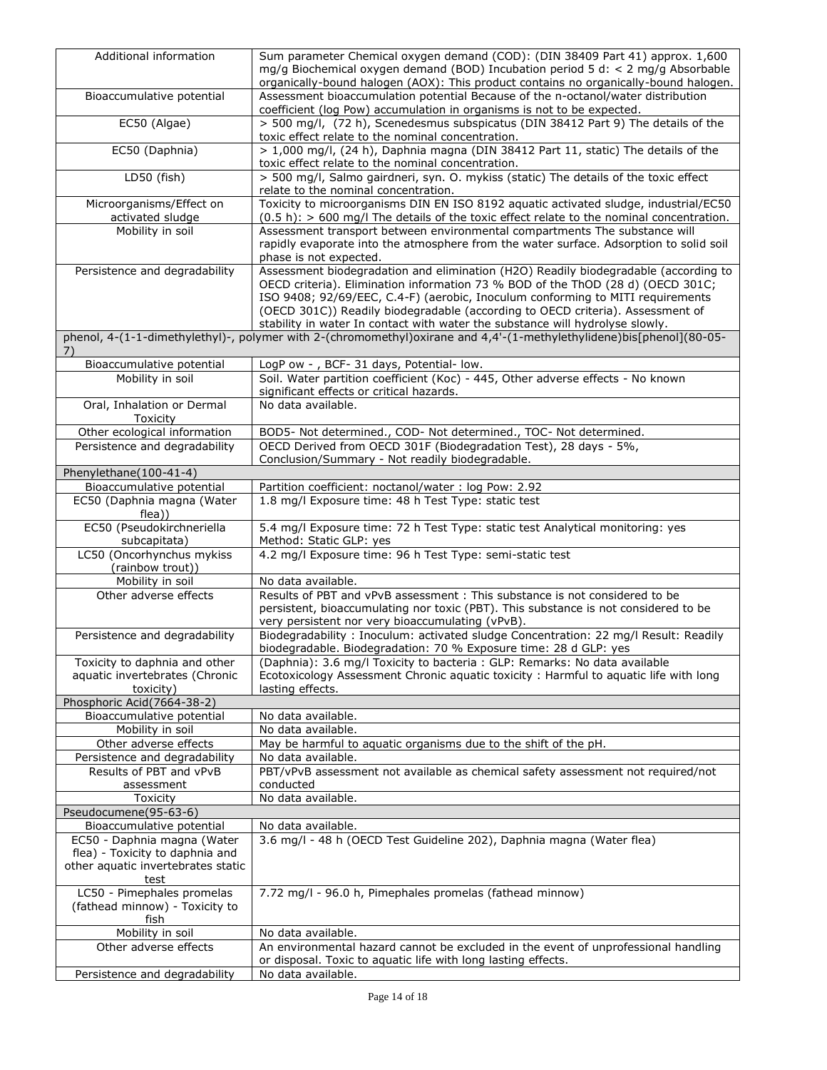| | |
|---|---|
| Additional information | Sum parameter Chemical oxygen demand (COD): (DIN 38409 Part 41) approx. 1,600 mg/g Biochemical oxygen demand (BOD) Incubation period 5 d: < 2 mg/g Absorbable organically-bound halogen (AOX): This product contains no organically-bound halogen. |
| Bioaccumulative potential | Assessment bioaccumulation potential Because of the n-octanol/water distribution coefficient (log Pow) accumulation in organisms is not to be expected. |
| EC50 (Algae) | > 500 mg/l, (72 h), Scenedesmus subspicatus (DIN 38412 Part 9) The details of the toxic effect relate to the nominal concentration. |
| EC50 (Daphnia) | > 1,000 mg/l, (24 h), Daphnia magna (DIN 38412 Part 11, static) The details of the toxic effect relate to the nominal concentration. |
| LD50 (fish) | > 500 mg/l, Salmo gairdneri, syn. O. mykiss (static) The details of the toxic effect relate to the nominal concentration. |
| Microorganisms/Effect on activated sludge | Toxicity to microorganisms DIN EN ISO 8192 aquatic activated sludge, industrial/EC50 (0.5 h): > 600 mg/l The details of the toxic effect relate to the nominal concentration. |
| Mobility in soil | Assessment transport between environmental compartments The substance will rapidly evaporate into the atmosphere from the water surface. Adsorption to solid soil phase is not expected. |
| Persistence and degradability | Assessment biodegradation and elimination (H2O) Readily biodegradable (according to OECD criteria). Elimination information 73 % BOD of the ThOD (28 d) (OECD 301C; ISO 9408; 92/69/EEC, C.4-F) (aerobic, Inoculum conforming to MITI requirements (OECD 301C)) Readily biodegradable (according to OECD criteria). Assessment of stability in water In contact with water the substance will hydrolyse slowly. |
| **phenol, 4-(1-1-dimethylethyl)-, polymer with 2-(chromomethyl)oxirane and 4,4'-(1-methylethylidene)bis[phenol](80-05-7)** | |
| Bioaccumulative potential | LogP ow - , BCF- 31 days, Potential- low. |
| Mobility in soil | Soil. Water partition coefficient (Koc) - 445, Other adverse effects - No known significant effects or critical hazards. |
| Oral, Inhalation or Dermal Toxicity | No data available. |
| Other ecological information | BOD5- Not determined., COD- Not determined., TOC- Not determined. |
| Persistence and degradability | OECD Derived from OECD 301F (Biodegradation Test), 28 days - 5%, Conclusion/Summary - Not readily biodegradable. |
| **Phenylethane(100-41-4)** | |
| Bioaccumulative potential | Partition coefficient: noctanol/water : log Pow: 2.92 |
| EC50 (Daphnia magna (Water flea)) | 1.8 mg/l Exposure time: 48 h Test Type: static test |
| EC50 (Pseudokirchneriella subcapitata) | 5.4 mg/l Exposure time: 72 h Test Type: static test Analytical monitoring: yes Method: Static GLP: yes |
| LC50 (Oncorhynchus mykiss (rainbow trout)) | 4.2 mg/l Exposure time: 96 h Test Type: semi-static test |
| Mobility in soil | No data available. |
| Other adverse effects | Results of PBT and vPvB assessment : This substance is not considered to be persistent, bioaccumulating nor toxic (PBT). This substance is not considered to be very persistent nor very bioaccumulating (vPvB). |
| Persistence and degradability | Biodegradability : Inoculum: activated sludge Concentration: 22 mg/l Result: Readily biodegradable. Biodegradation: 70 % Exposure time: 28 d GLP: yes |
| Toxicity to daphnia and other aquatic invertebrates (Chronic toxicity) | (Daphnia): 3.6 mg/l Toxicity to bacteria : GLP: Remarks: No data available Ecotoxicology Assessment Chronic aquatic toxicity : Harmful to aquatic life with long lasting effects. |
| **Phosphoric Acid(7664-38-2)** | |
| Bioaccumulative potential | No data available. |
| Mobility in soil | No data available. |
| Other adverse effects | May be harmful to aquatic organisms due to the shift of the pH. |
| Persistence and degradability | No data available. |
| Results of PBT and vPvB assessment | PBT/vPvB assessment not available as chemical safety assessment not required/not conducted |
| Toxicity | No data available. |
| **Pseudocumene(95-63-6)** | |
| Bioaccumulative potential | No data available. |
| EC50 - Daphnia magna (Water flea) - Toxicity to daphnia and other aquatic invertebrates static test | 3.6 mg/l - 48 h (OECD Test Guideline 202), Daphnia magna (Water flea) |
| LC50 - Pimephales promelas (fathead minnow) - Toxicity to fish | 7.72 mg/l - 96.0 h, Pimephales promelas (fathead minnow) |
| Mobility in soil | No data available. |
| Other adverse effects | An environmental hazard cannot be excluded in the event of unprofessional handling or disposal. Toxic to aquatic life with long lasting effects. |
| Persistence and degradability | No data available. |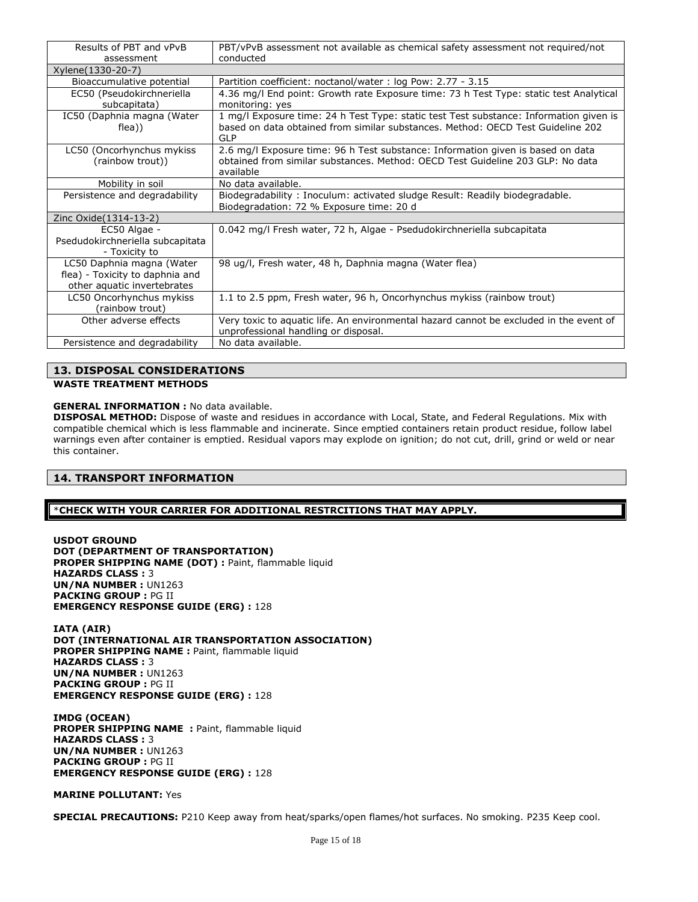| Results of PBT and vPvB assessment | PBT/vPvB assessment not available as chemical safety assessment not required/not conducted |
|---|---|
| Xylene(1330-20-7) | |
| Bioaccumulative potential | Partition coefficient: noctanol/water : log Pow: 2.77 - 3.15 |
| EC50 (Pseudokirchneriella subcapitata) | 4.36 mg/l End point: Growth rate Exposure time: 73 h Test Type: static test Analytical monitoring: yes |
| IC50 (Daphnia magna (Water flea)) | 1 mg/l Exposure time: 24 h Test Type: static test Test substance: Information given is based on data obtained from similar substances. Method: OECD Test Guideline 202 GLP |
| LC50 (Oncorhynchus mykiss (rainbow trout)) | 2.6 mg/l Exposure time: 96 h Test substance: Information given is based on data obtained from similar substances. Method: OECD Test Guideline 203 GLP: No data available |
| Mobility in soil | No data available. |
| Persistence and degradability | Biodegradability : Inoculum: activated sludge Result: Readily biodegradable. Biodegradation: 72 % Exposure time: 20 d |
| Zinc Oxide(1314-13-2) | |
| EC50 Algae - Psedudokirchneriella subcapitata - Toxicity to | 0.042 mg/l Fresh water, 72 h, Algae - Psedudokirchneriella subcapitata |
| LC50 Daphnia magna (Water flea) - Toxicity to daphnia and other aquatic invertebrates | 98 ug/l, Fresh water, 48 h, Daphnia magna (Water flea) |
| LC50 Oncorhynchus mykiss (rainbow trout) | 1.1 to 2.5 ppm, Fresh water, 96 h, Oncorhynchus mykiss (rainbow trout) |
| Other adverse effects | Very toxic to aquatic life. An environmental hazard cannot be excluded in the event of unprofessional handling or disposal. |
| Persistence and degradability | No data available. |

## 13. DISPOSAL CONSIDERATIONS

**WASTE TREATMENT METHODS**

**GENERAL INFORMATION :** No data available.

**DISPOSAL METHOD:** Dispose of waste and residues in accordance with Local, State, and Federal Regulations. Mix with compatible chemical which is less flammable and incinerate. Since emptied containers retain product residue, follow label warnings even after container is emptied. Residual vapors may explode on ignition; do not cut, drill, grind or weld or near this container.

## 14. TRANSPORT INFORMATION

**\*CHECK WITH YOUR CARRIER FOR ADDITIONAL RESTRCITIONS THAT MAY APPLY.**

**USDOT GROUND**
**DOT (DEPARTMENT OF TRANSPORTATION)**
**PROPER SHIPPING NAME (DOT) :** Paint, flammable liquid
**HAZARDS CLASS :** 3
**UN/NA NUMBER :** UN1263
**PACKING GROUP :** PG II
**EMERGENCY RESPONSE GUIDE (ERG) :** 128

**IATA (AIR)**
**DOT (INTERNATIONAL AIR TRANSPORTATION ASSOCIATION)**
**PROPER SHIPPING NAME :** Paint, flammable liquid
**HAZARDS CLASS :** 3
**UN/NA NUMBER :** UN1263
**PACKING GROUP :** PG II
**EMERGENCY RESPONSE GUIDE (ERG) :** 128

**IMDG (OCEAN)**
**PROPER SHIPPING NAME :** Paint, flammable liquid
**HAZARDS CLASS :** 3
**UN/NA NUMBER :** UN1263
**PACKING GROUP :** PG II
**EMERGENCY RESPONSE GUIDE (ERG) :** 128

**MARINE POLLUTANT:** Yes

**SPECIAL PRECAUTIONS:** P210 Keep away from heat/sparks/open flames/hot surfaces. No smoking. P235 Keep cool.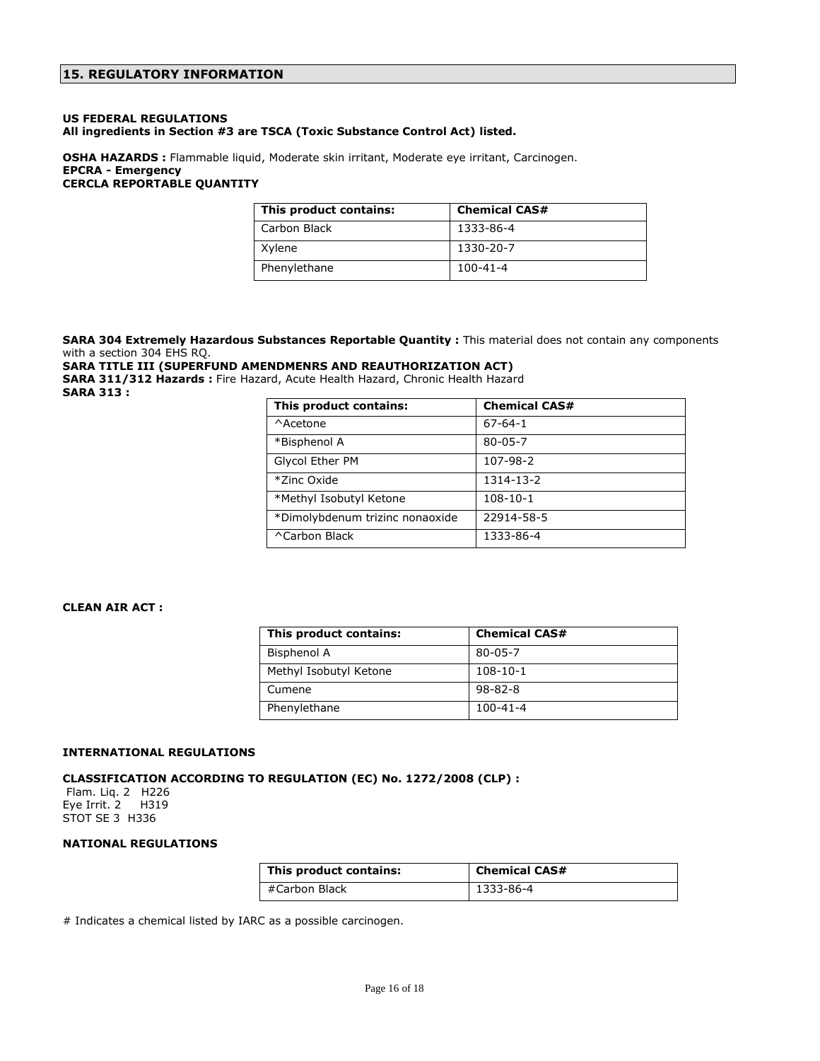## 15. REGULATORY INFORMATION

**US FEDERAL REGULATIONS**
**All ingredients in Section #3 are TSCA (Toxic Substance Control Act) listed.**

**OSHA HAZARDS :** Flammable liquid, Moderate skin irritant, Moderate eye irritant, Carcinogen.
**EPCRA - Emergency**
**CERCLA REPORTABLE QUANTITY**

| This product contains: | Chemical CAS# |
|---|---|
| Carbon Black | 1333-86-4 |
| Xylene | 1330-20-7 |
| Phenylethane | 100-41-4 |

**SARA 304 Extremely Hazardous Substances Reportable Quantity :** This material does not contain any components with a section 304 EHS RQ.
**SARA TITLE III (SUPERFUND AMENDMENRS AND REAUTHORIZATION ACT)**
**SARA 311/312 Hazards :** Fire Hazard, Acute Health Hazard, Chronic Health Hazard
**SARA 313 :**

| This product contains: | Chemical CAS# |
|---|---|
| ^Acetone | 67-64-1 |
| *Bisphenol A | 80-05-7 |
| Glycol Ether PM | 107-98-2 |
| *Zinc Oxide | 1314-13-2 |
| *Methyl Isobutyl Ketone | 108-10-1 |
| *Dimolybdenum trizinc nonaoxide | 22914-58-5 |
| ^Carbon Black | 1333-86-4 |

**CLEAN AIR ACT :**

| This product contains: | Chemical CAS# |
|---|---|
| Bisphenol A | 80-05-7 |
| Methyl Isobutyl Ketone | 108-10-1 |
| Cumene | 98-82-8 |
| Phenylethane | 100-41-4 |

**INTERNATIONAL REGULATIONS**

**CLASSIFICATION ACCORDING TO REGULATION (EC) No. 1272/2008 (CLP) :**
Flam. Liq. 2 H226
Eye Irrit. 2 H319
STOT SE 3 H336

**NATIONAL REGULATIONS**

| This product contains: | Chemical CAS# |
|---|---|
| #Carbon Black | 1333-86-4 |

# Indicates a chemical listed by IARC as a possible carcinogen.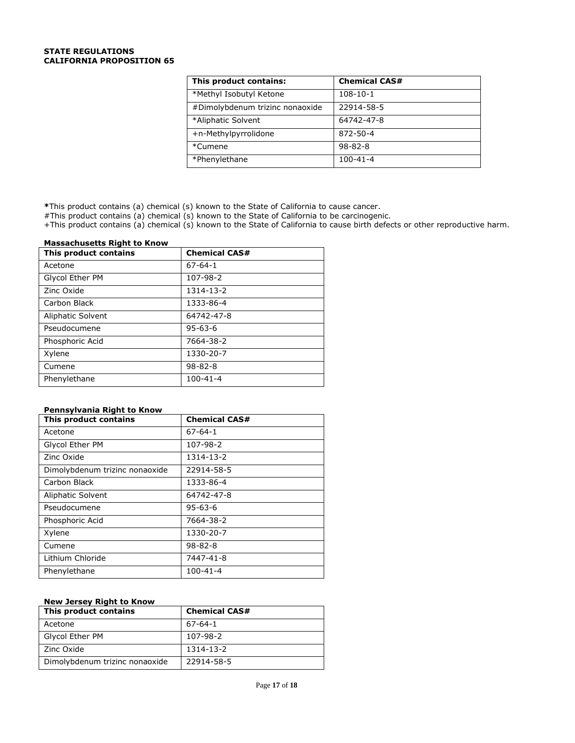**STATE REGULATIONS**
**CALIFORNIA PROPOSITION 65**

| This product contains: | Chemical CAS# |
|---|---|
| *Methyl Isobutyl Ketone | 108-10-1 |
| #Dimolybdenum trizinc nonaoxide | 22914-58-5 |
| *Aliphatic Solvent | 64742-47-8 |
| +n-Methylpyrrolidone | 872-50-4 |
| *Cumene | 98-82-8 |
| *Phenylethane | 100-41-4 |

**\***This product contains (a) chemical (s) known to the State of California to cause cancer.
#This product contains (a) chemical (s) known to the State of California to be carcinogenic.
+This product contains (a) chemical (s) known to the State of California to cause birth defects or other reproductive harm.

**Massachusetts Right to Know**

| This product contains | Chemical CAS# |
|---|---|
| Acetone | 67-64-1 |
| Glycol Ether PM | 107-98-2 |
| Zinc Oxide | 1314-13-2 |
| Carbon Black | 1333-86-4 |
| Aliphatic Solvent | 64742-47-8 |
| Pseudocumene | 95-63-6 |
| Phosphoric Acid | 7664-38-2 |
| Xylene | 1330-20-7 |
| Cumene | 98-82-8 |
| Phenylethane | 100-41-4 |

**Pennsylvania Right to Know**

| This product contains | Chemical CAS# |
|---|---|
| Acetone | 67-64-1 |
| Glycol Ether PM | 107-98-2 |
| Zinc Oxide | 1314-13-2 |
| Dimolybdenum trizinc nonaoxide | 22914-58-5 |
| Carbon Black | 1333-86-4 |
| Aliphatic Solvent | 64742-47-8 |
| Pseudocumene | 95-63-6 |
| Phosphoric Acid | 7664-38-2 |
| Xylene | 1330-20-7 |
| Cumene | 98-82-8 |
| Lithium Chloride | 7447-41-8 |
| Phenylethane | 100-41-4 |

**New Jersey Right to Know**

| This product contains | Chemical CAS# |
|---|---|
| Acetone | 67-64-1 |
| Glycol Ether PM | 107-98-2 |
| Zinc Oxide | 1314-13-2 |
| Dimolybdenum trizinc nonaoxide | 22914-58-5 |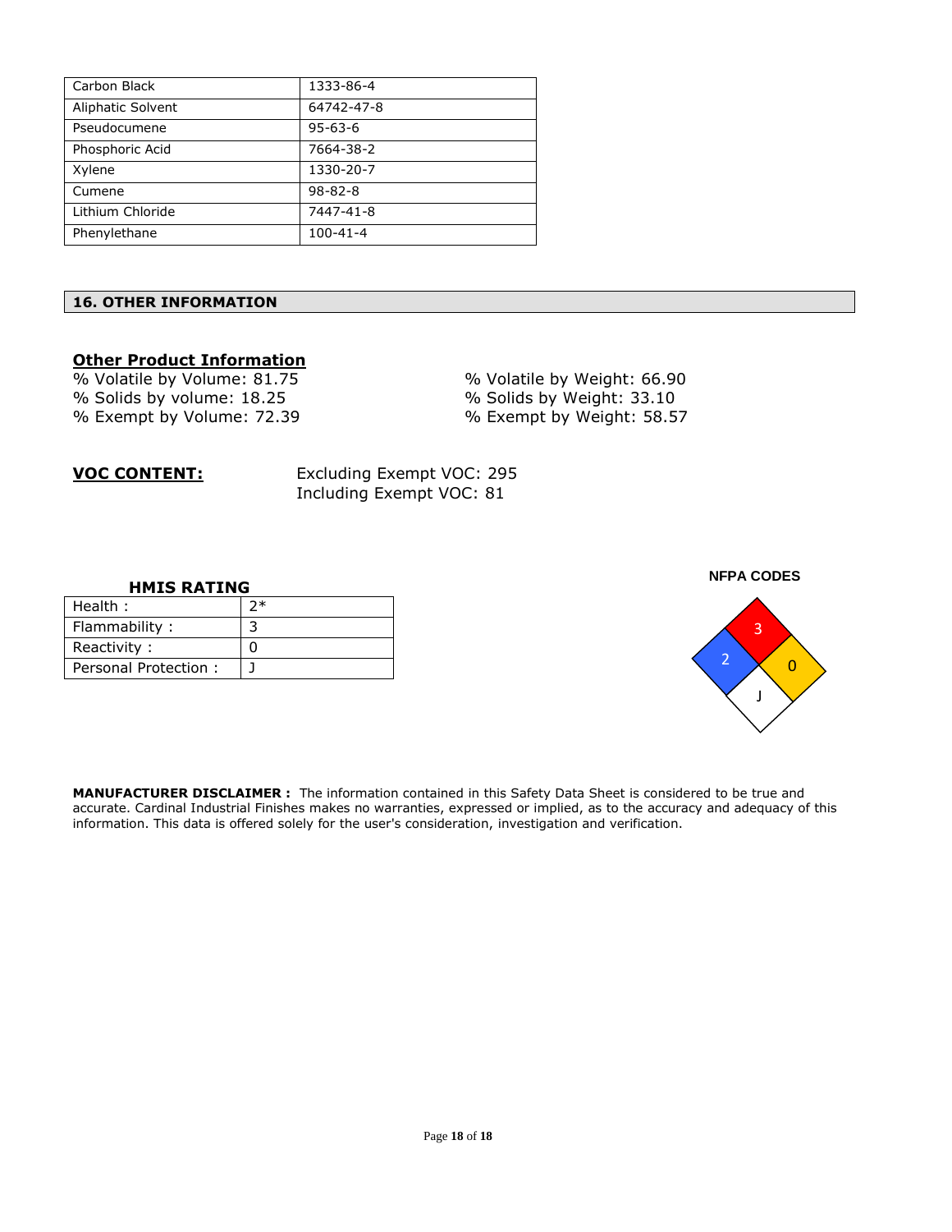| | |
|---|---|
| Carbon Black | 1333-86-4 |
| Aliphatic Solvent | 64742-47-8 |
| Pseudocumene | 95-63-6 |
| Phosphoric Acid | 7664-38-2 |
| Xylene | 1330-20-7 |
| Cumene | 98-82-8 |
| Lithium Chloride | 7447-41-8 |
| Phenylethane | 100-41-4 |

## 16. OTHER INFORMATION

**Other Product Information**

% Volatile by Volume: 81.75
% Solids by volume: 18.25
% Exempt by Volume: 72.39

% Volatile by Weight: 66.90
% Solids by Weight: 33.10
% Exempt by Weight: 58.57

**VOC CONTENT:** Excluding Exempt VOC: 295
Including Exempt VOC: 81

**HMIS RATING**

| | |
|---|---|
| Health : | 2* |
| Flammability : | 3 |
| Reactivity : | 0 |
| Personal Protection : | J |

**NFPA CODES**

3
2
0
J

**MANUFACTURER DISCLAIMER :** The information contained in this Safety Data Sheet is considered to be true and accurate. Cardinal Industrial Finishes makes no warranties, expressed or implied, as to the accuracy and adequacy of this information. This data is offered solely for the user's consideration, investigation and verification.